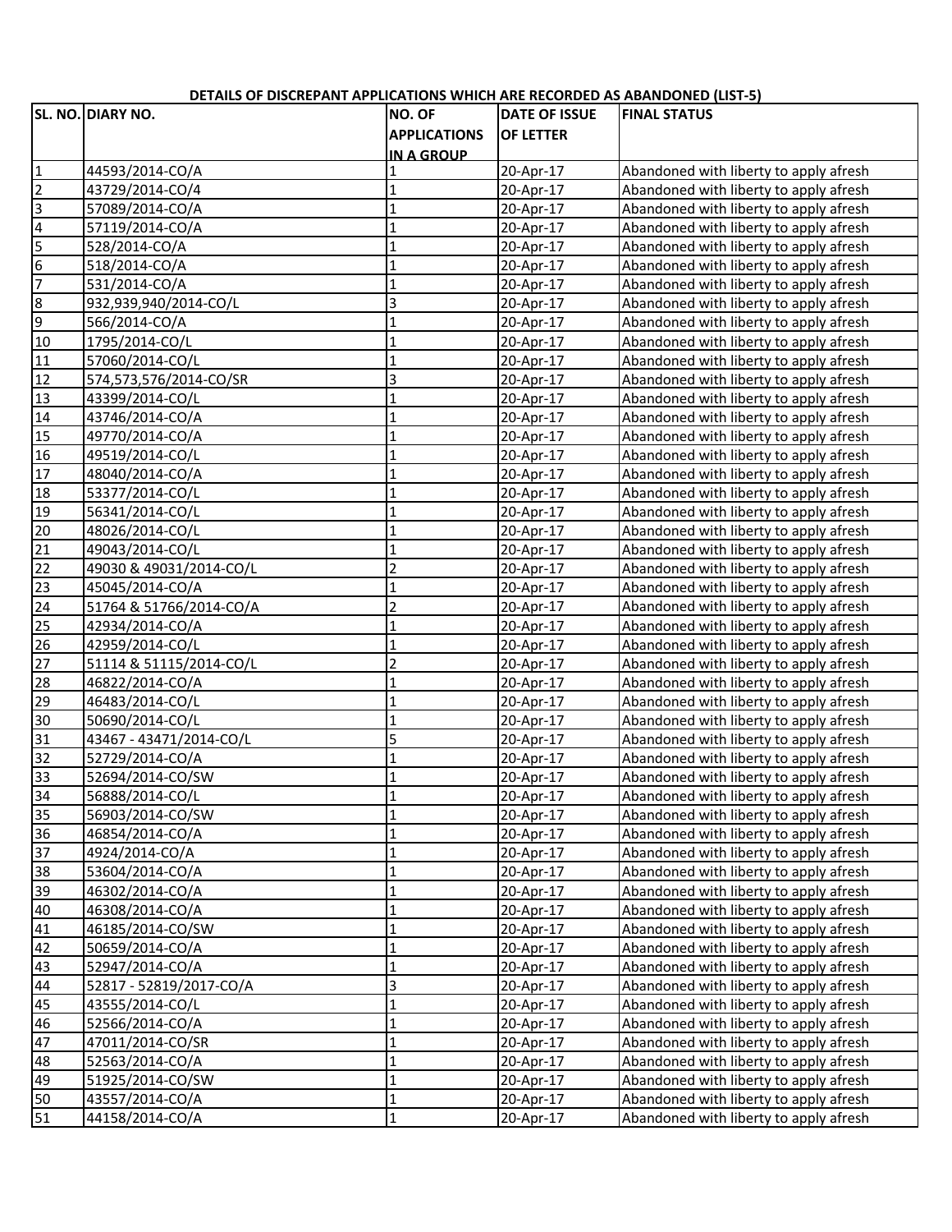**DETAILS OF DISCREPANT APPLICATIONS WHICH ARE RECORDED AS ABANDONED (LIST-5)**

| SL. NO. | DIARY NO. | NO. OF APPLICATIONS IN A GROUP | DATE OF ISSUE OF LETTER | FINAL STATUS |
|---|---|---|---|---|
| 1 | 44593/2014-CO/A | 1 | 20-Apr-17 | Abandoned with liberty to apply afresh |
| 2 | 43729/2014-CO/4 | 1 | 20-Apr-17 | Abandoned with liberty to apply afresh |
| 3 | 57089/2014-CO/A | 1 | 20-Apr-17 | Abandoned with liberty to apply afresh |
| 4 | 57119/2014-CO/A | 1 | 20-Apr-17 | Abandoned with liberty to apply afresh |
| 5 | 528/2014-CO/A | 1 | 20-Apr-17 | Abandoned with liberty to apply afresh |
| 6 | 518/2014-CO/A | 1 | 20-Apr-17 | Abandoned with liberty to apply afresh |
| 7 | 531/2014-CO/A | 1 | 20-Apr-17 | Abandoned with liberty to apply afresh |
| 8 | 932,939,940/2014-CO/L | 3 | 20-Apr-17 | Abandoned with liberty to apply afresh |
| 9 | 566/2014-CO/A | 1 | 20-Apr-17 | Abandoned with liberty to apply afresh |
| 10 | 1795/2014-CO/L | 1 | 20-Apr-17 | Abandoned with liberty to apply afresh |
| 11 | 57060/2014-CO/L | 1 | 20-Apr-17 | Abandoned with liberty to apply afresh |
| 12 | 574,573,576/2014-CO/SR | 3 | 20-Apr-17 | Abandoned with liberty to apply afresh |
| 13 | 43399/2014-CO/L | 1 | 20-Apr-17 | Abandoned with liberty to apply afresh |
| 14 | 43746/2014-CO/A | 1 | 20-Apr-17 | Abandoned with liberty to apply afresh |
| 15 | 49770/2014-CO/A | 1 | 20-Apr-17 | Abandoned with liberty to apply afresh |
| 16 | 49519/2014-CO/L | 1 | 20-Apr-17 | Abandoned with liberty to apply afresh |
| 17 | 48040/2014-CO/A | 1 | 20-Apr-17 | Abandoned with liberty to apply afresh |
| 18 | 53377/2014-CO/L | 1 | 20-Apr-17 | Abandoned with liberty to apply afresh |
| 19 | 56341/2014-CO/L | 1 | 20-Apr-17 | Abandoned with liberty to apply afresh |
| 20 | 48026/2014-CO/L | 1 | 20-Apr-17 | Abandoned with liberty to apply afresh |
| 21 | 49043/2014-CO/L | 1 | 20-Apr-17 | Abandoned with liberty to apply afresh |
| 22 | 49030 & 49031/2014-CO/L | 2 | 20-Apr-17 | Abandoned with liberty to apply afresh |
| 23 | 45045/2014-CO/A | 1 | 20-Apr-17 | Abandoned with liberty to apply afresh |
| 24 | 51764 & 51766/2014-CO/A | 2 | 20-Apr-17 | Abandoned with liberty to apply afresh |
| 25 | 42934/2014-CO/A | 1 | 20-Apr-17 | Abandoned with liberty to apply afresh |
| 26 | 42959/2014-CO/L | 1 | 20-Apr-17 | Abandoned with liberty to apply afresh |
| 27 | 51114 & 51115/2014-CO/L | 2 | 20-Apr-17 | Abandoned with liberty to apply afresh |
| 28 | 46822/2014-CO/A | 1 | 20-Apr-17 | Abandoned with liberty to apply afresh |
| 29 | 46483/2014-CO/L | 1 | 20-Apr-17 | Abandoned with liberty to apply afresh |
| 30 | 50690/2014-CO/L | 1 | 20-Apr-17 | Abandoned with liberty to apply afresh |
| 31 | 43467 - 43471/2014-CO/L | 5 | 20-Apr-17 | Abandoned with liberty to apply afresh |
| 32 | 52729/2014-CO/A | 1 | 20-Apr-17 | Abandoned with liberty to apply afresh |
| 33 | 52694/2014-CO/SW | 1 | 20-Apr-17 | Abandoned with liberty to apply afresh |
| 34 | 56888/2014-CO/L | 1 | 20-Apr-17 | Abandoned with liberty to apply afresh |
| 35 | 56903/2014-CO/SW | 1 | 20-Apr-17 | Abandoned with liberty to apply afresh |
| 36 | 46854/2014-CO/A | 1 | 20-Apr-17 | Abandoned with liberty to apply afresh |
| 37 | 4924/2014-CO/A | 1 | 20-Apr-17 | Abandoned with liberty to apply afresh |
| 38 | 53604/2014-CO/A | 1 | 20-Apr-17 | Abandoned with liberty to apply afresh |
| 39 | 46302/2014-CO/A | 1 | 20-Apr-17 | Abandoned with liberty to apply afresh |
| 40 | 46308/2014-CO/A | 1 | 20-Apr-17 | Abandoned with liberty to apply afresh |
| 41 | 46185/2014-CO/SW | 1 | 20-Apr-17 | Abandoned with liberty to apply afresh |
| 42 | 50659/2014-CO/A | 1 | 20-Apr-17 | Abandoned with liberty to apply afresh |
| 43 | 52947/2014-CO/A | 1 | 20-Apr-17 | Abandoned with liberty to apply afresh |
| 44 | 52817 - 52819/2017-CO/A | 3 | 20-Apr-17 | Abandoned with liberty to apply afresh |
| 45 | 43555/2014-CO/L | 1 | 20-Apr-17 | Abandoned with liberty to apply afresh |
| 46 | 52566/2014-CO/A | 1 | 20-Apr-17 | Abandoned with liberty to apply afresh |
| 47 | 47011/2014-CO/SR | 1 | 20-Apr-17 | Abandoned with liberty to apply afresh |
| 48 | 52563/2014-CO/A | 1 | 20-Apr-17 | Abandoned with liberty to apply afresh |
| 49 | 51925/2014-CO/SW | 1 | 20-Apr-17 | Abandoned with liberty to apply afresh |
| 50 | 43557/2014-CO/A | 1 | 20-Apr-17 | Abandoned with liberty to apply afresh |
| 51 | 44158/2014-CO/A | 1 | 20-Apr-17 | Abandoned with liberty to apply afresh |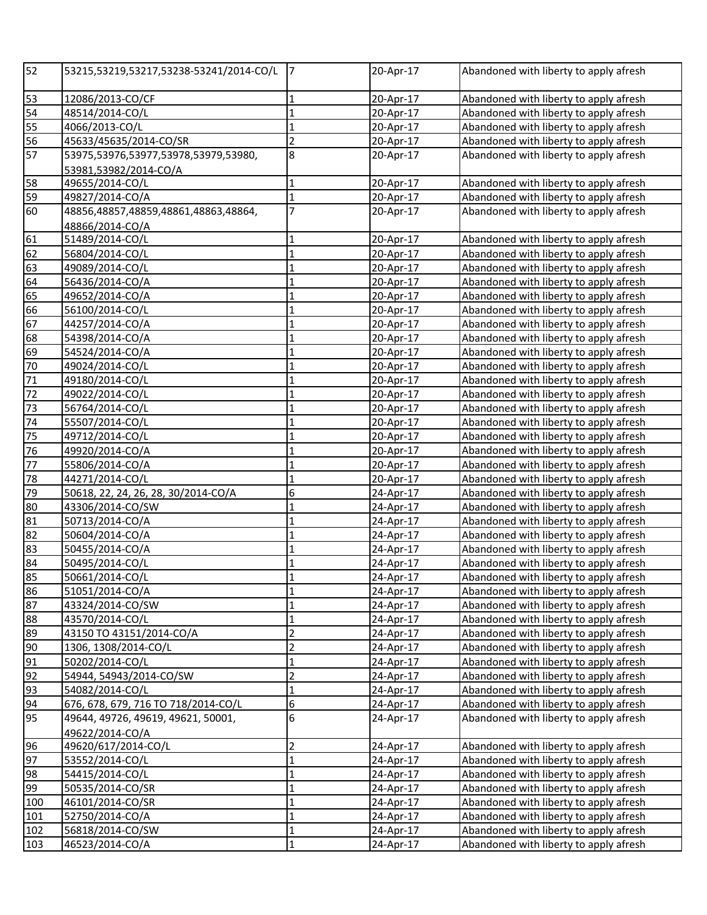| | | | | |
|---|---|---|---|---|
| 52 | 53215,53219,53217,53238-53241/2014-CO/L | 7 | 20-Apr-17 | Abandoned with liberty to apply afresh |
| 53 | 12086/2013-CO/CF | 1 | 20-Apr-17 | Abandoned with liberty to apply afresh |
| 54 | 48514/2014-CO/L | 1 | 20-Apr-17 | Abandoned with liberty to apply afresh |
| 55 | 4066/2013-CO/L | 1 | 20-Apr-17 | Abandoned with liberty to apply afresh |
| 56 | 45633/45635/2014-CO/SR | 2 | 20-Apr-17 | Abandoned with liberty to apply afresh |
| 57 | 53975,53976,53977,53978,53979,53980, 53981,53982/2014-CO/A | 8 | 20-Apr-17 | Abandoned with liberty to apply afresh |
| 58 | 49655/2014-CO/L | 1 | 20-Apr-17 | Abandoned with liberty to apply afresh |
| 59 | 49827/2014-CO/A | 1 | 20-Apr-17 | Abandoned with liberty to apply afresh |
| 60 | 48856,48857,48859,48861,48863,48864, 48866/2014-CO/A | 7 | 20-Apr-17 | Abandoned with liberty to apply afresh |
| 61 | 51489/2014-CO/L | 1 | 20-Apr-17 | Abandoned with liberty to apply afresh |
| 62 | 56804/2014-CO/L | 1 | 20-Apr-17 | Abandoned with liberty to apply afresh |
| 63 | 49089/2014-CO/L | 1 | 20-Apr-17 | Abandoned with liberty to apply afresh |
| 64 | 56436/2014-CO/A | 1 | 20-Apr-17 | Abandoned with liberty to apply afresh |
| 65 | 49652/2014-CO/A | 1 | 20-Apr-17 | Abandoned with liberty to apply afresh |
| 66 | 56100/2014-CO/L | 1 | 20-Apr-17 | Abandoned with liberty to apply afresh |
| 67 | 44257/2014-CO/A | 1 | 20-Apr-17 | Abandoned with liberty to apply afresh |
| 68 | 54398/2014-CO/A | 1 | 20-Apr-17 | Abandoned with liberty to apply afresh |
| 69 | 54524/2014-CO/A | 1 | 20-Apr-17 | Abandoned with liberty to apply afresh |
| 70 | 49024/2014-CO/L | 1 | 20-Apr-17 | Abandoned with liberty to apply afresh |
| 71 | 49180/2014-CO/L | 1 | 20-Apr-17 | Abandoned with liberty to apply afresh |
| 72 | 49022/2014-CO/L | 1 | 20-Apr-17 | Abandoned with liberty to apply afresh |
| 73 | 56764/2014-CO/L | 1 | 20-Apr-17 | Abandoned with liberty to apply afresh |
| 74 | 55507/2014-CO/L | 1 | 20-Apr-17 | Abandoned with liberty to apply afresh |
| 75 | 49712/2014-CO/L | 1 | 20-Apr-17 | Abandoned with liberty to apply afresh |
| 76 | 49920/2014-CO/A | 1 | 20-Apr-17 | Abandoned with liberty to apply afresh |
| 77 | 55806/2014-CO/A | 1 | 20-Apr-17 | Abandoned with liberty to apply afresh |
| 78 | 44271/2014-CO/L | 1 | 20-Apr-17 | Abandoned with liberty to apply afresh |
| 79 | 50618, 22, 24, 26, 28, 30/2014-CO/A | 6 | 24-Apr-17 | Abandoned with liberty to apply afresh |
| 80 | 43306/2014-CO/SW | 1 | 24-Apr-17 | Abandoned with liberty to apply afresh |
| 81 | 50713/2014-CO/A | 1 | 24-Apr-17 | Abandoned with liberty to apply afresh |
| 82 | 50604/2014-CO/A | 1 | 24-Apr-17 | Abandoned with liberty to apply afresh |
| 83 | 50455/2014-CO/A | 1 | 24-Apr-17 | Abandoned with liberty to apply afresh |
| 84 | 50495/2014-CO/L | 1 | 24-Apr-17 | Abandoned with liberty to apply afresh |
| 85 | 50661/2014-CO/L | 1 | 24-Apr-17 | Abandoned with liberty to apply afresh |
| 86 | 51051/2014-CO/A | 1 | 24-Apr-17 | Abandoned with liberty to apply afresh |
| 87 | 43324/2014-CO/SW | 1 | 24-Apr-17 | Abandoned with liberty to apply afresh |
| 88 | 43570/2014-CO/L | 1 | 24-Apr-17 | Abandoned with liberty to apply afresh |
| 89 | 43150 TO 43151/2014-CO/A | 2 | 24-Apr-17 | Abandoned with liberty to apply afresh |
| 90 | 1306, 1308/2014-CO/L | 2 | 24-Apr-17 | Abandoned with liberty to apply afresh |
| 91 | 50202/2014-CO/L | 1 | 24-Apr-17 | Abandoned with liberty to apply afresh |
| 92 | 54944, 54943/2014-CO/SW | 2 | 24-Apr-17 | Abandoned with liberty to apply afresh |
| 93 | 54082/2014-CO/L | 1 | 24-Apr-17 | Abandoned with liberty to apply afresh |
| 94 | 676, 678, 679, 716 TO 718/2014-CO/L | 6 | 24-Apr-17 | Abandoned with liberty to apply afresh |
| 95 | 49644, 49726, 49619, 49621, 50001, 49622/2014-CO/A | 6 | 24-Apr-17 | Abandoned with liberty to apply afresh |
| 96 | 49620/617/2014-CO/L | 2 | 24-Apr-17 | Abandoned with liberty to apply afresh |
| 97 | 53552/2014-CO/L | 1 | 24-Apr-17 | Abandoned with liberty to apply afresh |
| 98 | 54415/2014-CO/L | 1 | 24-Apr-17 | Abandoned with liberty to apply afresh |
| 99 | 50535/2014-CO/SR | 1 | 24-Apr-17 | Abandoned with liberty to apply afresh |
| 100 | 46101/2014-CO/SR | 1 | 24-Apr-17 | Abandoned with liberty to apply afresh |
| 101 | 52750/2014-CO/A | 1 | 24-Apr-17 | Abandoned with liberty to apply afresh |
| 102 | 56818/2014-CO/SW | 1 | 24-Apr-17 | Abandoned with liberty to apply afresh |
| 103 | 46523/2014-CO/A | 1 | 24-Apr-17 | Abandoned with liberty to apply afresh |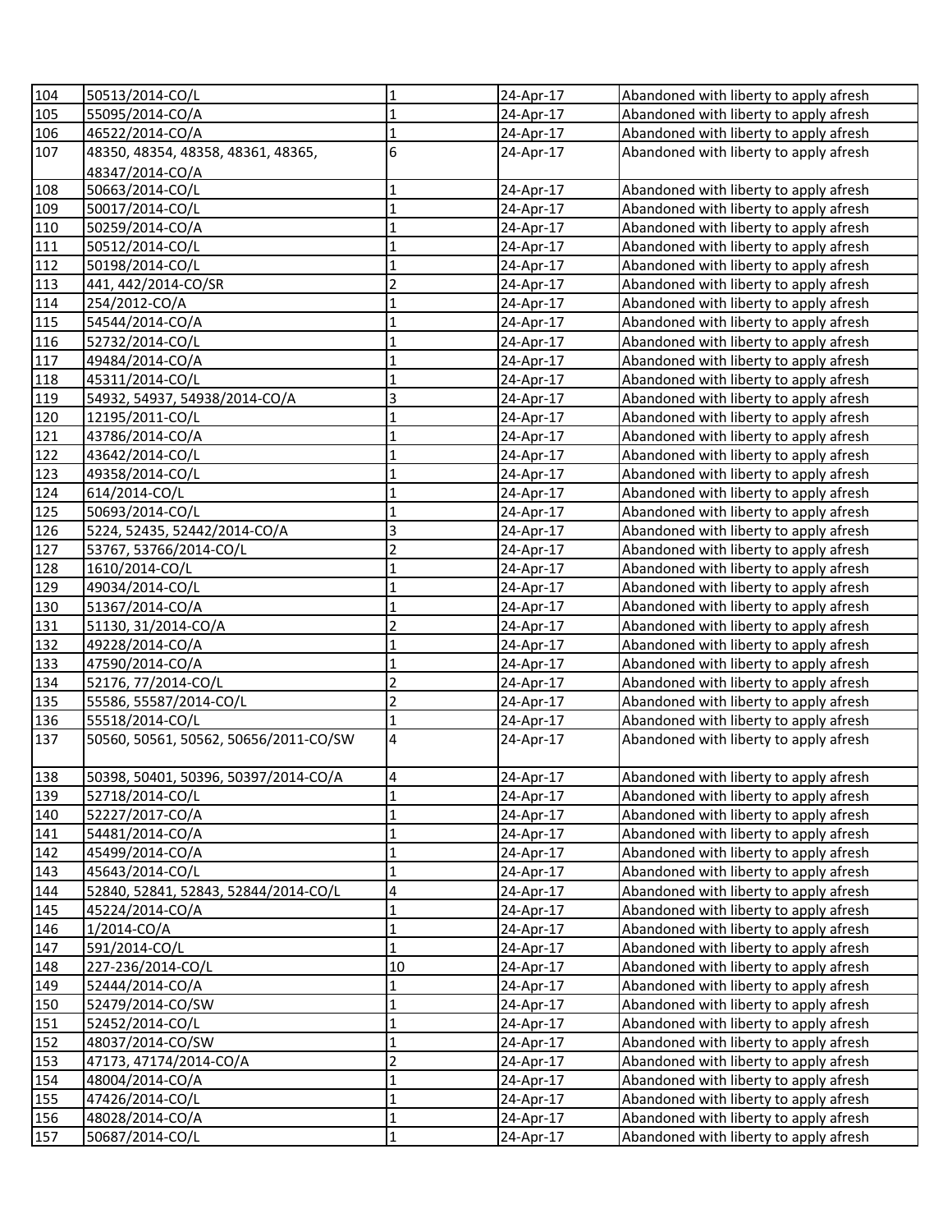| 104 | 50513/2014-CO/L | 1 | 24-Apr-17 | Abandoned with liberty to apply afresh |
|---|---|---|---|---|
| 105 | 55095/2014-CO/A | 1 | 24-Apr-17 | Abandoned with liberty to apply afresh |
| 106 | 46522/2014-CO/A | 1 | 24-Apr-17 | Abandoned with liberty to apply afresh |
| 107 | 48350, 48354, 48358, 48361, 48365, 48347/2014-CO/A | 6 | 24-Apr-17 | Abandoned with liberty to apply afresh |
| 108 | 50663/2014-CO/L | 1 | 24-Apr-17 | Abandoned with liberty to apply afresh |
| 109 | 50017/2014-CO/L | 1 | 24-Apr-17 | Abandoned with liberty to apply afresh |
| 110 | 50259/2014-CO/A | 1 | 24-Apr-17 | Abandoned with liberty to apply afresh |
| 111 | 50512/2014-CO/L | 1 | 24-Apr-17 | Abandoned with liberty to apply afresh |
| 112 | 50198/2014-CO/L | 1 | 24-Apr-17 | Abandoned with liberty to apply afresh |
| 113 | 441, 442/2014-CO/SR | 2 | 24-Apr-17 | Abandoned with liberty to apply afresh |
| 114 | 254/2012-CO/A | 1 | 24-Apr-17 | Abandoned with liberty to apply afresh |
| 115 | 54544/2014-CO/A | 1 | 24-Apr-17 | Abandoned with liberty to apply afresh |
| 116 | 52732/2014-CO/L | 1 | 24-Apr-17 | Abandoned with liberty to apply afresh |
| 117 | 49484/2014-CO/A | 1 | 24-Apr-17 | Abandoned with liberty to apply afresh |
| 118 | 45311/2014-CO/L | 1 | 24-Apr-17 | Abandoned with liberty to apply afresh |
| 119 | 54932, 54937, 54938/2014-CO/A | 3 | 24-Apr-17 | Abandoned with liberty to apply afresh |
| 120 | 12195/2011-CO/L | 1 | 24-Apr-17 | Abandoned with liberty to apply afresh |
| 121 | 43786/2014-CO/A | 1 | 24-Apr-17 | Abandoned with liberty to apply afresh |
| 122 | 43642/2014-CO/L | 1 | 24-Apr-17 | Abandoned with liberty to apply afresh |
| 123 | 49358/2014-CO/L | 1 | 24-Apr-17 | Abandoned with liberty to apply afresh |
| 124 | 614/2014-CO/L | 1 | 24-Apr-17 | Abandoned with liberty to apply afresh |
| 125 | 50693/2014-CO/L | 1 | 24-Apr-17 | Abandoned with liberty to apply afresh |
| 126 | 5224, 52435, 52442/2014-CO/A | 3 | 24-Apr-17 | Abandoned with liberty to apply afresh |
| 127 | 53767, 53766/2014-CO/L | 2 | 24-Apr-17 | Abandoned with liberty to apply afresh |
| 128 | 1610/2014-CO/L | 1 | 24-Apr-17 | Abandoned with liberty to apply afresh |
| 129 | 49034/2014-CO/L | 1 | 24-Apr-17 | Abandoned with liberty to apply afresh |
| 130 | 51367/2014-CO/A | 1 | 24-Apr-17 | Abandoned with liberty to apply afresh |
| 131 | 51130, 31/2014-CO/A | 2 | 24-Apr-17 | Abandoned with liberty to apply afresh |
| 132 | 49228/2014-CO/A | 1 | 24-Apr-17 | Abandoned with liberty to apply afresh |
| 133 | 47590/2014-CO/A | 1 | 24-Apr-17 | Abandoned with liberty to apply afresh |
| 134 | 52176, 77/2014-CO/L | 2 | 24-Apr-17 | Abandoned with liberty to apply afresh |
| 135 | 55586, 55587/2014-CO/L | 2 | 24-Apr-17 | Abandoned with liberty to apply afresh |
| 136 | 55518/2014-CO/L | 1 | 24-Apr-17 | Abandoned with liberty to apply afresh |
| 137 | 50560, 50561, 50562, 50656/2011-CO/SW | 4 | 24-Apr-17 | Abandoned with liberty to apply afresh |
| 138 | 50398, 50401, 50396, 50397/2014-CO/A | 4 | 24-Apr-17 | Abandoned with liberty to apply afresh |
| 139 | 52718/2014-CO/L | 1 | 24-Apr-17 | Abandoned with liberty to apply afresh |
| 140 | 52227/2017-CO/A | 1 | 24-Apr-17 | Abandoned with liberty to apply afresh |
| 141 | 54481/2014-CO/A | 1 | 24-Apr-17 | Abandoned with liberty to apply afresh |
| 142 | 45499/2014-CO/A | 1 | 24-Apr-17 | Abandoned with liberty to apply afresh |
| 143 | 45643/2014-CO/L | 1 | 24-Apr-17 | Abandoned with liberty to apply afresh |
| 144 | 52840, 52841, 52843, 52844/2014-CO/L | 4 | 24-Apr-17 | Abandoned with liberty to apply afresh |
| 145 | 45224/2014-CO/A | 1 | 24-Apr-17 | Abandoned with liberty to apply afresh |
| 146 | 1/2014-CO/A | 1 | 24-Apr-17 | Abandoned with liberty to apply afresh |
| 147 | 591/2014-CO/L | 1 | 24-Apr-17 | Abandoned with liberty to apply afresh |
| 148 | 227-236/2014-CO/L | 10 | 24-Apr-17 | Abandoned with liberty to apply afresh |
| 149 | 52444/2014-CO/A | 1 | 24-Apr-17 | Abandoned with liberty to apply afresh |
| 150 | 52479/2014-CO/SW | 1 | 24-Apr-17 | Abandoned with liberty to apply afresh |
| 151 | 52452/2014-CO/L | 1 | 24-Apr-17 | Abandoned with liberty to apply afresh |
| 152 | 48037/2014-CO/SW | 1 | 24-Apr-17 | Abandoned with liberty to apply afresh |
| 153 | 47173, 47174/2014-CO/A | 2 | 24-Apr-17 | Abandoned with liberty to apply afresh |
| 154 | 48004/2014-CO/A | 1 | 24-Apr-17 | Abandoned with liberty to apply afresh |
| 155 | 47426/2014-CO/L | 1 | 24-Apr-17 | Abandoned with liberty to apply afresh |
| 156 | 48028/2014-CO/A | 1 | 24-Apr-17 | Abandoned with liberty to apply afresh |
| 157 | 50687/2014-CO/L | 1 | 24-Apr-17 | Abandoned with liberty to apply afresh |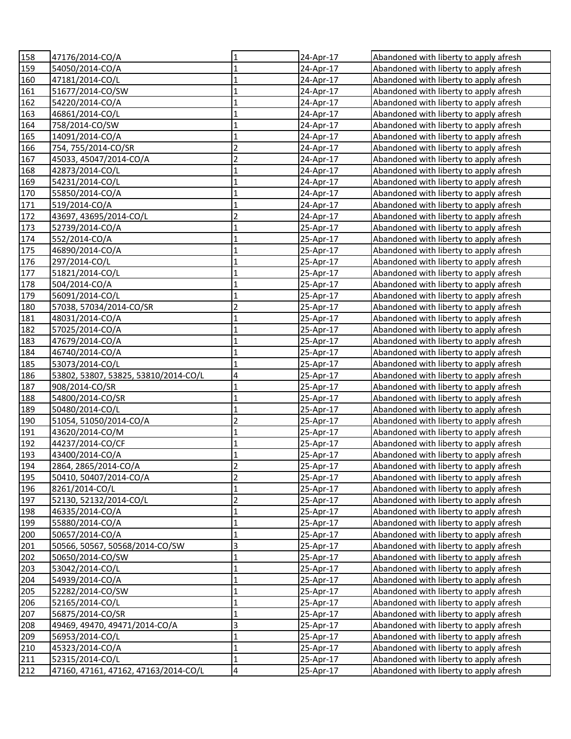| 158 | 47176/2014-CO/A | 1 | 24-Apr-17 | Abandoned with liberty to apply afresh |
|---|---|---|---|---|
| 159 | 54050/2014-CO/A | 1 | 24-Apr-17 | Abandoned with liberty to apply afresh |
| 160 | 47181/2014-CO/L | 1 | 24-Apr-17 | Abandoned with liberty to apply afresh |
| 161 | 51677/2014-CO/SW | 1 | 24-Apr-17 | Abandoned with liberty to apply afresh |
| 162 | 54220/2014-CO/A | 1 | 24-Apr-17 | Abandoned with liberty to apply afresh |
| 163 | 46861/2014-CO/L | 1 | 24-Apr-17 | Abandoned with liberty to apply afresh |
| 164 | 758/2014-CO/SW | 1 | 24-Apr-17 | Abandoned with liberty to apply afresh |
| 165 | 14091/2014-CO/A | 1 | 24-Apr-17 | Abandoned with liberty to apply afresh |
| 166 | 754, 755/2014-CO/SR | 2 | 24-Apr-17 | Abandoned with liberty to apply afresh |
| 167 | 45033, 45047/2014-CO/A | 2 | 24-Apr-17 | Abandoned with liberty to apply afresh |
| 168 | 42873/2014-CO/L | 1 | 24-Apr-17 | Abandoned with liberty to apply afresh |
| 169 | 54231/2014-CO/L | 1 | 24-Apr-17 | Abandoned with liberty to apply afresh |
| 170 | 55850/2014-CO/A | 1 | 24-Apr-17 | Abandoned with liberty to apply afresh |
| 171 | 519/2014-CO/A | 1 | 24-Apr-17 | Abandoned with liberty to apply afresh |
| 172 | 43697, 43695/2014-CO/L | 2 | 24-Apr-17 | Abandoned with liberty to apply afresh |
| 173 | 52739/2014-CO/A | 1 | 25-Apr-17 | Abandoned with liberty to apply afresh |
| 174 | 552/2014-CO/A | 1 | 25-Apr-17 | Abandoned with liberty to apply afresh |
| 175 | 46890/2014-CO/A | 1 | 25-Apr-17 | Abandoned with liberty to apply afresh |
| 176 | 297/2014-CO/L | 1 | 25-Apr-17 | Abandoned with liberty to apply afresh |
| 177 | 51821/2014-CO/L | 1 | 25-Apr-17 | Abandoned with liberty to apply afresh |
| 178 | 504/2014-CO/A | 1 | 25-Apr-17 | Abandoned with liberty to apply afresh |
| 179 | 56091/2014-CO/L | 1 | 25-Apr-17 | Abandoned with liberty to apply afresh |
| 180 | 57038, 57034/2014-CO/SR | 2 | 25-Apr-17 | Abandoned with liberty to apply afresh |
| 181 | 48031/2014-CO/A | 1 | 25-Apr-17 | Abandoned with liberty to apply afresh |
| 182 | 57025/2014-CO/A | 1 | 25-Apr-17 | Abandoned with liberty to apply afresh |
| 183 | 47679/2014-CO/A | 1 | 25-Apr-17 | Abandoned with liberty to apply afresh |
| 184 | 46740/2014-CO/A | 1 | 25-Apr-17 | Abandoned with liberty to apply afresh |
| 185 | 53073/2014-CO/L | 1 | 25-Apr-17 | Abandoned with liberty to apply afresh |
| 186 | 53802, 53807, 53825, 53810/2014-CO/L | 4 | 25-Apr-17 | Abandoned with liberty to apply afresh |
| 187 | 908/2014-CO/SR | 1 | 25-Apr-17 | Abandoned with liberty to apply afresh |
| 188 | 54800/2014-CO/SR | 1 | 25-Apr-17 | Abandoned with liberty to apply afresh |
| 189 | 50480/2014-CO/L | 1 | 25-Apr-17 | Abandoned with liberty to apply afresh |
| 190 | 51054, 51050/2014-CO/A | 2 | 25-Apr-17 | Abandoned with liberty to apply afresh |
| 191 | 43620/2014-CO/M | 1 | 25-Apr-17 | Abandoned with liberty to apply afresh |
| 192 | 44237/2014-CO/CF | 1 | 25-Apr-17 | Abandoned with liberty to apply afresh |
| 193 | 43400/2014-CO/A | 1 | 25-Apr-17 | Abandoned with liberty to apply afresh |
| 194 | 2864, 2865/2014-CO/A | 2 | 25-Apr-17 | Abandoned with liberty to apply afresh |
| 195 | 50410, 50407/2014-CO/A | 2 | 25-Apr-17 | Abandoned with liberty to apply afresh |
| 196 | 8261/2014-CO/L | 1 | 25-Apr-17 | Abandoned with liberty to apply afresh |
| 197 | 52130, 52132/2014-CO/L | 2 | 25-Apr-17 | Abandoned with liberty to apply afresh |
| 198 | 46335/2014-CO/A | 1 | 25-Apr-17 | Abandoned with liberty to apply afresh |
| 199 | 55880/2014-CO/A | 1 | 25-Apr-17 | Abandoned with liberty to apply afresh |
| 200 | 50657/2014-CO/A | 1 | 25-Apr-17 | Abandoned with liberty to apply afresh |
| 201 | 50566, 50567, 50568/2014-CO/SW | 3 | 25-Apr-17 | Abandoned with liberty to apply afresh |
| 202 | 50650/2014-CO/SW | 1 | 25-Apr-17 | Abandoned with liberty to apply afresh |
| 203 | 53042/2014-CO/L | 1 | 25-Apr-17 | Abandoned with liberty to apply afresh |
| 204 | 54939/2014-CO/A | 1 | 25-Apr-17 | Abandoned with liberty to apply afresh |
| 205 | 52282/2014-CO/SW | 1 | 25-Apr-17 | Abandoned with liberty to apply afresh |
| 206 | 52165/2014-CO/L | 1 | 25-Apr-17 | Abandoned with liberty to apply afresh |
| 207 | 56875/2014-CO/SR | 1 | 25-Apr-17 | Abandoned with liberty to apply afresh |
| 208 | 49469, 49470, 49471/2014-CO/A | 3 | 25-Apr-17 | Abandoned with liberty to apply afresh |
| 209 | 56953/2014-CO/L | 1 | 25-Apr-17 | Abandoned with liberty to apply afresh |
| 210 | 45323/2014-CO/A | 1 | 25-Apr-17 | Abandoned with liberty to apply afresh |
| 211 | 52315/2014-CO/L | 1 | 25-Apr-17 | Abandoned with liberty to apply afresh |
| 212 | 47160, 47161, 47162, 47163/2014-CO/L | 4 | 25-Apr-17 | Abandoned with liberty to apply afresh |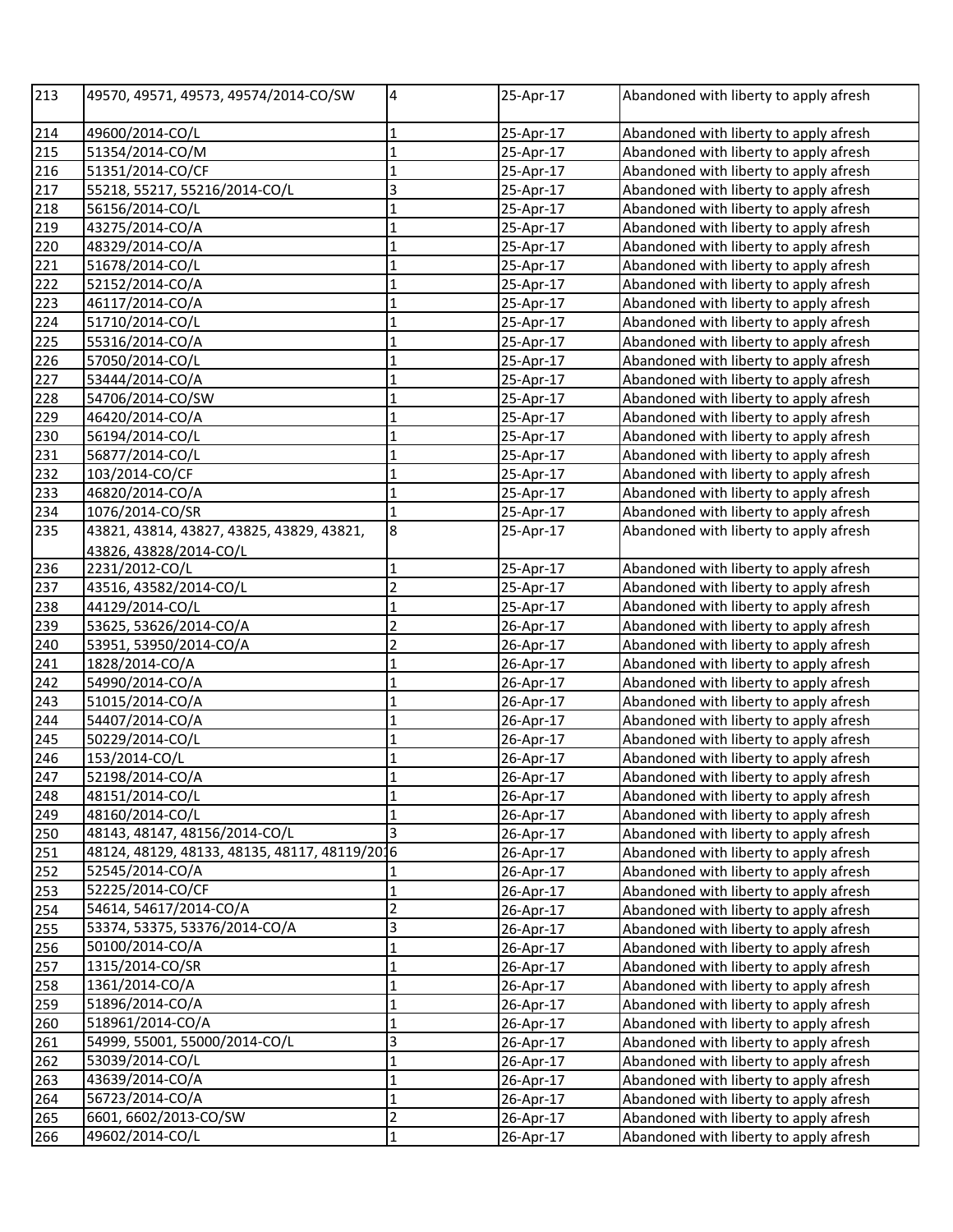| 213 | 49570, 49571, 49573, 49574/2014-CO/SW | 4 | 25-Apr-17 | Abandoned with liberty to apply afresh |
|---|---|---|---|---|
| 214 | 49600/2014-CO/L | 1 | 25-Apr-17 | Abandoned with liberty to apply afresh |
| 215 | 51354/2014-CO/M | 1 | 25-Apr-17 | Abandoned with liberty to apply afresh |
| 216 | 51351/2014-CO/CF | 1 | 25-Apr-17 | Abandoned with liberty to apply afresh |
| 217 | 55218, 55217, 55216/2014-CO/L | 3 | 25-Apr-17 | Abandoned with liberty to apply afresh |
| 218 | 56156/2014-CO/L | 1 | 25-Apr-17 | Abandoned with liberty to apply afresh |
| 219 | 43275/2014-CO/A | 1 | 25-Apr-17 | Abandoned with liberty to apply afresh |
| 220 | 48329/2014-CO/A | 1 | 25-Apr-17 | Abandoned with liberty to apply afresh |
| 221 | 51678/2014-CO/L | 1 | 25-Apr-17 | Abandoned with liberty to apply afresh |
| 222 | 52152/2014-CO/A | 1 | 25-Apr-17 | Abandoned with liberty to apply afresh |
| 223 | 46117/2014-CO/A | 1 | 25-Apr-17 | Abandoned with liberty to apply afresh |
| 224 | 51710/2014-CO/L | 1 | 25-Apr-17 | Abandoned with liberty to apply afresh |
| 225 | 55316/2014-CO/A | 1 | 25-Apr-17 | Abandoned with liberty to apply afresh |
| 226 | 57050/2014-CO/L | 1 | 25-Apr-17 | Abandoned with liberty to apply afresh |
| 227 | 53444/2014-CO/A | 1 | 25-Apr-17 | Abandoned with liberty to apply afresh |
| 228 | 54706/2014-CO/SW | 1 | 25-Apr-17 | Abandoned with liberty to apply afresh |
| 229 | 46420/2014-CO/A | 1 | 25-Apr-17 | Abandoned with liberty to apply afresh |
| 230 | 56194/2014-CO/L | 1 | 25-Apr-17 | Abandoned with liberty to apply afresh |
| 231 | 56877/2014-CO/L | 1 | 25-Apr-17 | Abandoned with liberty to apply afresh |
| 232 | 103/2014-CO/CF | 1 | 25-Apr-17 | Abandoned with liberty to apply afresh |
| 233 | 46820/2014-CO/A | 1 | 25-Apr-17 | Abandoned with liberty to apply afresh |
| 234 | 1076/2014-CO/SR | 1 | 25-Apr-17 | Abandoned with liberty to apply afresh |
| 235 | 43821, 43814, 43827, 43825, 43829, 43821, 43826, 43828/2014-CO/L | 8 | 25-Apr-17 | Abandoned with liberty to apply afresh |
| 236 | 2231/2012-CO/L | 1 | 25-Apr-17 | Abandoned with liberty to apply afresh |
| 237 | 43516, 43582/2014-CO/L | 2 | 25-Apr-17 | Abandoned with liberty to apply afresh |
| 238 | 44129/2014-CO/L | 1 | 25-Apr-17 | Abandoned with liberty to apply afresh |
| 239 | 53625, 53626/2014-CO/A | 2 | 26-Apr-17 | Abandoned with liberty to apply afresh |
| 240 | 53951, 53950/2014-CO/A | 2 | 26-Apr-17 | Abandoned with liberty to apply afresh |
| 241 | 1828/2014-CO/A | 1 | 26-Apr-17 | Abandoned with liberty to apply afresh |
| 242 | 54990/2014-CO/A | 1 | 26-Apr-17 | Abandoned with liberty to apply afresh |
| 243 | 51015/2014-CO/A | 1 | 26-Apr-17 | Abandoned with liberty to apply afresh |
| 244 | 54407/2014-CO/A | 1 | 26-Apr-17 | Abandoned with liberty to apply afresh |
| 245 | 50229/2014-CO/L | 1 | 26-Apr-17 | Abandoned with liberty to apply afresh |
| 246 | 153/2014-CO/L | 1 | 26-Apr-17 | Abandoned with liberty to apply afresh |
| 247 | 52198/2014-CO/A | 1 | 26-Apr-17 | Abandoned with liberty to apply afresh |
| 248 | 48151/2014-CO/L | 1 | 26-Apr-17 | Abandoned with liberty to apply afresh |
| 249 | 48160/2014-CO/L | 1 | 26-Apr-17 | Abandoned with liberty to apply afresh |
| 250 | 48143, 48147, 48156/2014-CO/L | 3 | 26-Apr-17 | Abandoned with liberty to apply afresh |
| 251 | 48124, 48129, 48133, 48135, 48117, 48119/2016 | 6 | 26-Apr-17 | Abandoned with liberty to apply afresh |
| 252 | 52545/2014-CO/A | 1 | 26-Apr-17 | Abandoned with liberty to apply afresh |
| 253 | 52225/2014-CO/CF | 1 | 26-Apr-17 | Abandoned with liberty to apply afresh |
| 254 | 54614, 54617/2014-CO/A | 2 | 26-Apr-17 | Abandoned with liberty to apply afresh |
| 255 | 53374, 53375, 53376/2014-CO/A | 3 | 26-Apr-17 | Abandoned with liberty to apply afresh |
| 256 | 50100/2014-CO/A | 1 | 26-Apr-17 | Abandoned with liberty to apply afresh |
| 257 | 1315/2014-CO/SR | 1 | 26-Apr-17 | Abandoned with liberty to apply afresh |
| 258 | 1361/2014-CO/A | 1 | 26-Apr-17 | Abandoned with liberty to apply afresh |
| 259 | 51896/2014-CO/A | 1 | 26-Apr-17 | Abandoned with liberty to apply afresh |
| 260 | 518961/2014-CO/A | 1 | 26-Apr-17 | Abandoned with liberty to apply afresh |
| 261 | 54999, 55001, 55000/2014-CO/L | 3 | 26-Apr-17 | Abandoned with liberty to apply afresh |
| 262 | 53039/2014-CO/L | 1 | 26-Apr-17 | Abandoned with liberty to apply afresh |
| 263 | 43639/2014-CO/A | 1 | 26-Apr-17 | Abandoned with liberty to apply afresh |
| 264 | 56723/2014-CO/A | 1 | 26-Apr-17 | Abandoned with liberty to apply afresh |
| 265 | 6601, 6602/2013-CO/SW | 2 | 26-Apr-17 | Abandoned with liberty to apply afresh |
| 266 | 49602/2014-CO/L | 1 | 26-Apr-17 | Abandoned with liberty to apply afresh |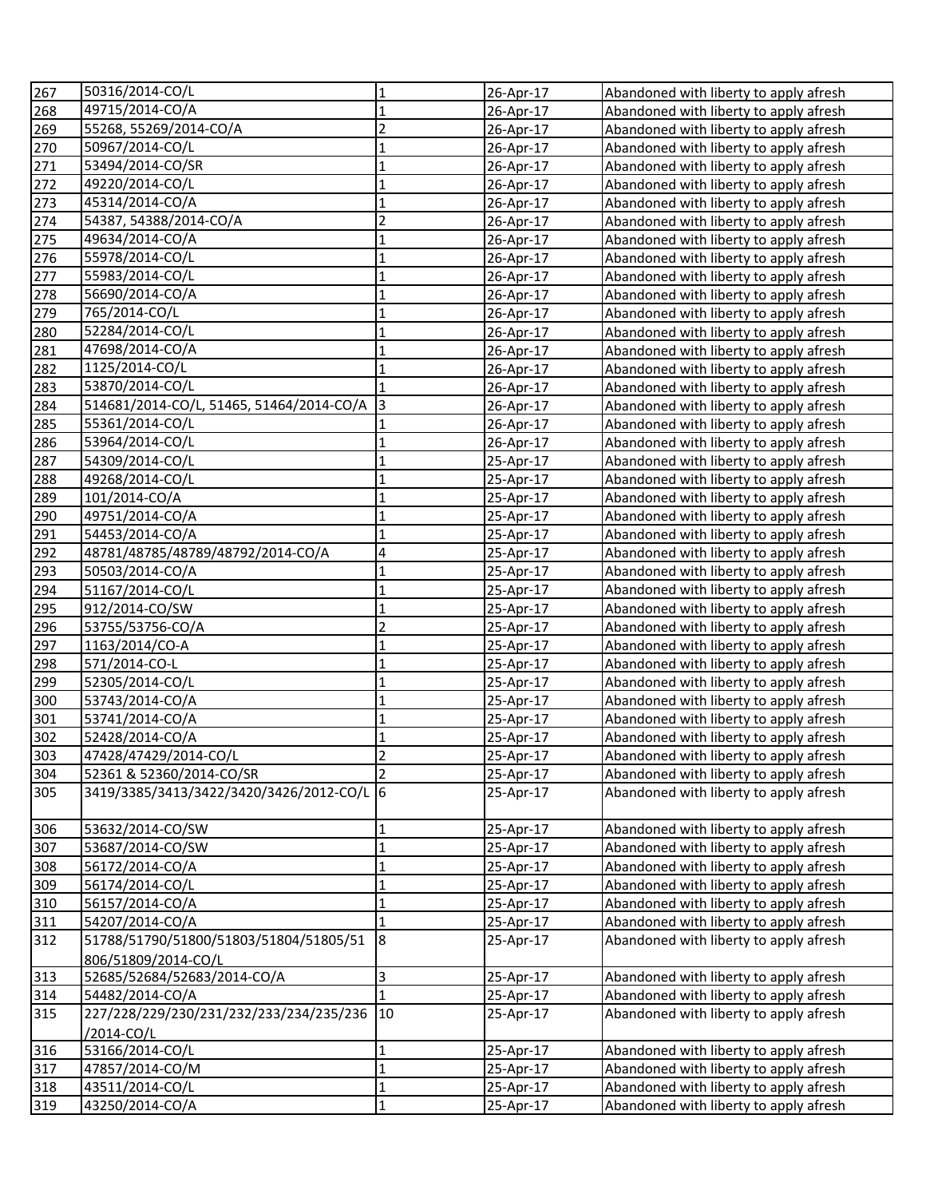| 267 | 50316/2014-CO/L | 1 | 26-Apr-17 | Abandoned with liberty to apply afresh |
|---|---|---|---|---|
| 268 | 49715/2014-CO/A | 1 | 26-Apr-17 | Abandoned with liberty to apply afresh |
| 269 | 55268, 55269/2014-CO/A | 2 | 26-Apr-17 | Abandoned with liberty to apply afresh |
| 270 | 50967/2014-CO/L | 1 | 26-Apr-17 | Abandoned with liberty to apply afresh |
| 271 | 53494/2014-CO/SR | 1 | 26-Apr-17 | Abandoned with liberty to apply afresh |
| 272 | 49220/2014-CO/L | 1 | 26-Apr-17 | Abandoned with liberty to apply afresh |
| 273 | 45314/2014-CO/A | 1 | 26-Apr-17 | Abandoned with liberty to apply afresh |
| 274 | 54387, 54388/2014-CO/A | 2 | 26-Apr-17 | Abandoned with liberty to apply afresh |
| 275 | 49634/2014-CO/A | 1 | 26-Apr-17 | Abandoned with liberty to apply afresh |
| 276 | 55978/2014-CO/L | 1 | 26-Apr-17 | Abandoned with liberty to apply afresh |
| 277 | 55983/2014-CO/L | 1 | 26-Apr-17 | Abandoned with liberty to apply afresh |
| 278 | 56690/2014-CO/A | 1 | 26-Apr-17 | Abandoned with liberty to apply afresh |
| 279 | 765/2014-CO/L | 1 | 26-Apr-17 | Abandoned with liberty to apply afresh |
| 280 | 52284/2014-CO/L | 1 | 26-Apr-17 | Abandoned with liberty to apply afresh |
| 281 | 47698/2014-CO/A | 1 | 26-Apr-17 | Abandoned with liberty to apply afresh |
| 282 | 1125/2014-CO/L | 1 | 26-Apr-17 | Abandoned with liberty to apply afresh |
| 283 | 53870/2014-CO/L | 1 | 26-Apr-17 | Abandoned with liberty to apply afresh |
| 284 | 514681/2014-CO/L, 51465, 51464/2014-CO/A | 3 | 26-Apr-17 | Abandoned with liberty to apply afresh |
| 285 | 55361/2014-CO/L | 1 | 26-Apr-17 | Abandoned with liberty to apply afresh |
| 286 | 53964/2014-CO/L | 1 | 26-Apr-17 | Abandoned with liberty to apply afresh |
| 287 | 54309/2014-CO/L | 1 | 25-Apr-17 | Abandoned with liberty to apply afresh |
| 288 | 49268/2014-CO/L | 1 | 25-Apr-17 | Abandoned with liberty to apply afresh |
| 289 | 101/2014-CO/A | 1 | 25-Apr-17 | Abandoned with liberty to apply afresh |
| 290 | 49751/2014-CO/A | 1 | 25-Apr-17 | Abandoned with liberty to apply afresh |
| 291 | 54453/2014-CO/A | 1 | 25-Apr-17 | Abandoned with liberty to apply afresh |
| 292 | 48781/48785/48789/48792/2014-CO/A | 4 | 25-Apr-17 | Abandoned with liberty to apply afresh |
| 293 | 50503/2014-CO/A | 1 | 25-Apr-17 | Abandoned with liberty to apply afresh |
| 294 | 51167/2014-CO/L | 1 | 25-Apr-17 | Abandoned with liberty to apply afresh |
| 295 | 912/2014-CO/SW | 1 | 25-Apr-17 | Abandoned with liberty to apply afresh |
| 296 | 53755/53756-CO/A | 2 | 25-Apr-17 | Abandoned with liberty to apply afresh |
| 297 | 1163/2014/CO-A | 1 | 25-Apr-17 | Abandoned with liberty to apply afresh |
| 298 | 571/2014-CO-L | 1 | 25-Apr-17 | Abandoned with liberty to apply afresh |
| 299 | 52305/2014-CO/L | 1 | 25-Apr-17 | Abandoned with liberty to apply afresh |
| 300 | 53743/2014-CO/A | 1 | 25-Apr-17 | Abandoned with liberty to apply afresh |
| 301 | 53741/2014-CO/A | 1 | 25-Apr-17 | Abandoned with liberty to apply afresh |
| 302 | 52428/2014-CO/A | 1 | 25-Apr-17 | Abandoned with liberty to apply afresh |
| 303 | 47428/47429/2014-CO/L | 2 | 25-Apr-17 | Abandoned with liberty to apply afresh |
| 304 | 52361 & 52360/2014-CO/SR | 2 | 25-Apr-17 | Abandoned with liberty to apply afresh |
| 305 | 3419/3385/3413/3422/3420/3426/2012-CO/L | 6 | 25-Apr-17 | Abandoned with liberty to apply afresh |
| 306 | 53632/2014-CO/SW | 1 | 25-Apr-17 | Abandoned with liberty to apply afresh |
| 307 | 53687/2014-CO/SW | 1 | 25-Apr-17 | Abandoned with liberty to apply afresh |
| 308 | 56172/2014-CO/A | 1 | 25-Apr-17 | Abandoned with liberty to apply afresh |
| 309 | 56174/2014-CO/L | 1 | 25-Apr-17 | Abandoned with liberty to apply afresh |
| 310 | 56157/2014-CO/A | 1 | 25-Apr-17 | Abandoned with liberty to apply afresh |
| 311 | 54207/2014-CO/A | 1 | 25-Apr-17 | Abandoned with liberty to apply afresh |
| 312 | 51788/51790/51800/51803/51804/51805/51806/51809/2014-CO/L | 8 | 25-Apr-17 | Abandoned with liberty to apply afresh |
| 313 | 52685/52684/52683/2014-CO/A | 3 | 25-Apr-17 | Abandoned with liberty to apply afresh |
| 314 | 54482/2014-CO/A | 1 | 25-Apr-17 | Abandoned with liberty to apply afresh |
| 315 | 227/228/229/230/231/232/233/234/235/236/2014-CO/L | 10 | 25-Apr-17 | Abandoned with liberty to apply afresh |
| 316 | 53166/2014-CO/L | 1 | 25-Apr-17 | Abandoned with liberty to apply afresh |
| 317 | 47857/2014-CO/M | 1 | 25-Apr-17 | Abandoned with liberty to apply afresh |
| 318 | 43511/2014-CO/L | 1 | 25-Apr-17 | Abandoned with liberty to apply afresh |
| 319 | 43250/2014-CO/A | 1 | 25-Apr-17 | Abandoned with liberty to apply afresh |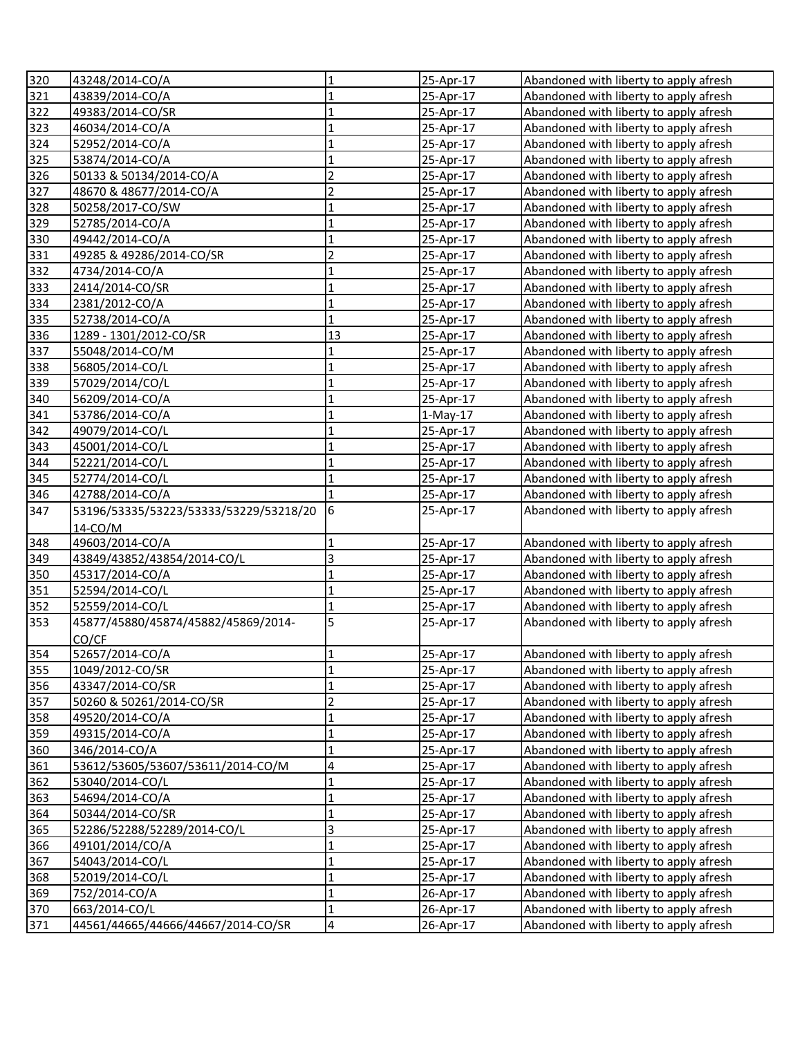| 320 | 43248/2014-CO/A | 1 | 25-Apr-17 | Abandoned with liberty to apply afresh |
|---|---|---|---|---|
| 321 | 43839/2014-CO/A | 1 | 25-Apr-17 | Abandoned with liberty to apply afresh |
| 322 | 49383/2014-CO/SR | 1 | 25-Apr-17 | Abandoned with liberty to apply afresh |
| 323 | 46034/2014-CO/A | 1 | 25-Apr-17 | Abandoned with liberty to apply afresh |
| 324 | 52952/2014-CO/A | 1 | 25-Apr-17 | Abandoned with liberty to apply afresh |
| 325 | 53874/2014-CO/A | 1 | 25-Apr-17 | Abandoned with liberty to apply afresh |
| 326 | 50133 & 50134/2014-CO/A | 2 | 25-Apr-17 | Abandoned with liberty to apply afresh |
| 327 | 48670 & 48677/2014-CO/A | 2 | 25-Apr-17 | Abandoned with liberty to apply afresh |
| 328 | 50258/2017-CO/SW | 1 | 25-Apr-17 | Abandoned with liberty to apply afresh |
| 329 | 52785/2014-CO/A | 1 | 25-Apr-17 | Abandoned with liberty to apply afresh |
| 330 | 49442/2014-CO/A | 1 | 25-Apr-17 | Abandoned with liberty to apply afresh |
| 331 | 49285 & 49286/2014-CO/SR | 2 | 25-Apr-17 | Abandoned with liberty to apply afresh |
| 332 | 4734/2014-CO/A | 1 | 25-Apr-17 | Abandoned with liberty to apply afresh |
| 333 | 2414/2014-CO/SR | 1 | 25-Apr-17 | Abandoned with liberty to apply afresh |
| 334 | 2381/2012-CO/A | 1 | 25-Apr-17 | Abandoned with liberty to apply afresh |
| 335 | 52738/2014-CO/A | 1 | 25-Apr-17 | Abandoned with liberty to apply afresh |
| 336 | 1289 - 1301/2012-CO/SR | 13 | 25-Apr-17 | Abandoned with liberty to apply afresh |
| 337 | 55048/2014-CO/M | 1 | 25-Apr-17 | Abandoned with liberty to apply afresh |
| 338 | 56805/2014-CO/L | 1 | 25-Apr-17 | Abandoned with liberty to apply afresh |
| 339 | 57029/2014/CO/L | 1 | 25-Apr-17 | Abandoned with liberty to apply afresh |
| 340 | 56209/2014-CO/A | 1 | 25-Apr-17 | Abandoned with liberty to apply afresh |
| 341 | 53786/2014-CO/A | 1 | 1-May-17 | Abandoned with liberty to apply afresh |
| 342 | 49079/2014-CO/L | 1 | 25-Apr-17 | Abandoned with liberty to apply afresh |
| 343 | 45001/2014-CO/L | 1 | 25-Apr-17 | Abandoned with liberty to apply afresh |
| 344 | 52221/2014-CO/L | 1 | 25-Apr-17 | Abandoned with liberty to apply afresh |
| 345 | 52774/2014-CO/L | 1 | 25-Apr-17 | Abandoned with liberty to apply afresh |
| 346 | 42788/2014-CO/A | 1 | 25-Apr-17 | Abandoned with liberty to apply afresh |
| 347 | 53196/53335/53223/53333/53229/53218/2014-CO/M | 6 | 25-Apr-17 | Abandoned with liberty to apply afresh |
| 348 | 49603/2014-CO/A | 1 | 25-Apr-17 | Abandoned with liberty to apply afresh |
| 349 | 43849/43852/43854/2014-CO/L | 3 | 25-Apr-17 | Abandoned with liberty to apply afresh |
| 350 | 45317/2014-CO/A | 1 | 25-Apr-17 | Abandoned with liberty to apply afresh |
| 351 | 52594/2014-CO/L | 1 | 25-Apr-17 | Abandoned with liberty to apply afresh |
| 352 | 52559/2014-CO/L | 1 | 25-Apr-17 | Abandoned with liberty to apply afresh |
| 353 | 45877/45880/45874/45882/45869/2014-CO/CF | 5 | 25-Apr-17 | Abandoned with liberty to apply afresh |
| 354 | 52657/2014-CO/A | 1 | 25-Apr-17 | Abandoned with liberty to apply afresh |
| 355 | 1049/2012-CO/SR | 1 | 25-Apr-17 | Abandoned with liberty to apply afresh |
| 356 | 43347/2014-CO/SR | 1 | 25-Apr-17 | Abandoned with liberty to apply afresh |
| 357 | 50260 & 50261/2014-CO/SR | 2 | 25-Apr-17 | Abandoned with liberty to apply afresh |
| 358 | 49520/2014-CO/A | 1 | 25-Apr-17 | Abandoned with liberty to apply afresh |
| 359 | 49315/2014-CO/A | 1 | 25-Apr-17 | Abandoned with liberty to apply afresh |
| 360 | 346/2014-CO/A | 1 | 25-Apr-17 | Abandoned with liberty to apply afresh |
| 361 | 53612/53605/53607/53611/2014-CO/M | 4 | 25-Apr-17 | Abandoned with liberty to apply afresh |
| 362 | 53040/2014-CO/L | 1 | 25-Apr-17 | Abandoned with liberty to apply afresh |
| 363 | 54694/2014-CO/A | 1 | 25-Apr-17 | Abandoned with liberty to apply afresh |
| 364 | 50344/2014-CO/SR | 1 | 25-Apr-17 | Abandoned with liberty to apply afresh |
| 365 | 52286/52288/52289/2014-CO/L | 3 | 25-Apr-17 | Abandoned with liberty to apply afresh |
| 366 | 49101/2014/CO/A | 1 | 25-Apr-17 | Abandoned with liberty to apply afresh |
| 367 | 54043/2014-CO/L | 1 | 25-Apr-17 | Abandoned with liberty to apply afresh |
| 368 | 52019/2014-CO/L | 1 | 25-Apr-17 | Abandoned with liberty to apply afresh |
| 369 | 752/2014-CO/A | 1 | 26-Apr-17 | Abandoned with liberty to apply afresh |
| 370 | 663/2014-CO/L | 1 | 26-Apr-17 | Abandoned with liberty to apply afresh |
| 371 | 44561/44665/44666/44667/2014-CO/SR | 4 | 26-Apr-17 | Abandoned with liberty to apply afresh |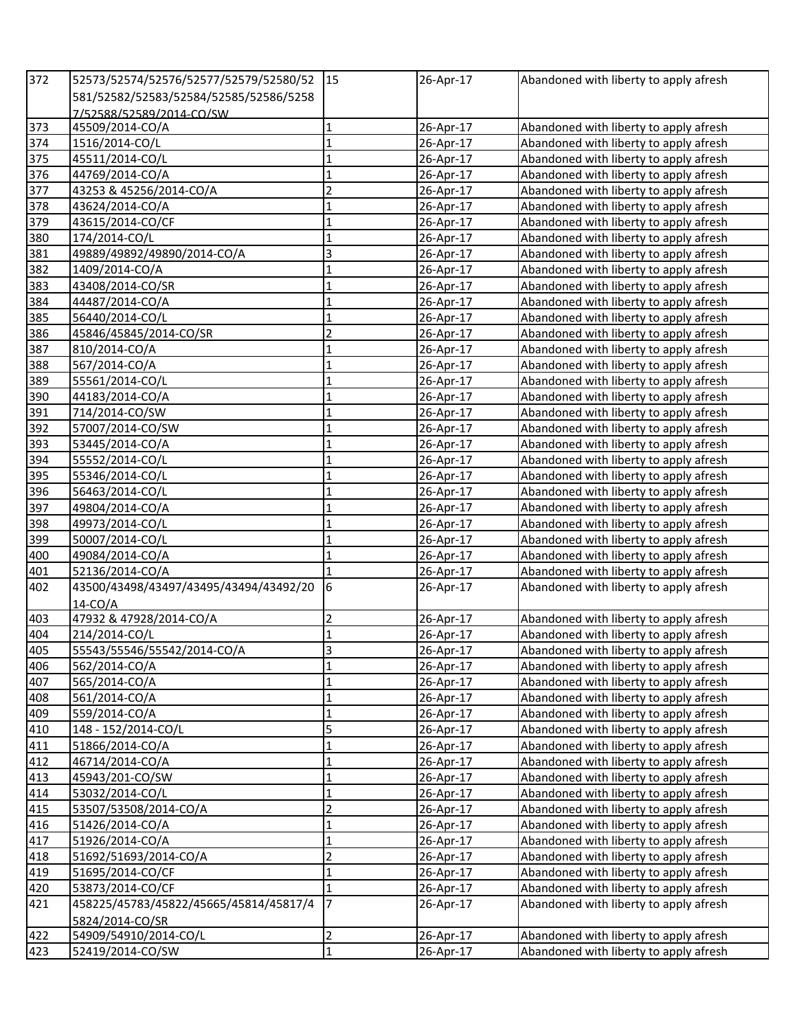| 372 | 52573/52574/52576/52577/52579/52580/52581/52582/52583/52584/52585/52586/52587/52588/52589/2014-CO/SW | 15 | 26-Apr-17 | Abandoned with liberty to apply afresh |
|---|---|---|---|---|
| 373 | 45509/2014-CO/A | 1 | 26-Apr-17 | Abandoned with liberty to apply afresh |
| 374 | 1516/2014-CO/L | 1 | 26-Apr-17 | Abandoned with liberty to apply afresh |
| 375 | 45511/2014-CO/L | 1 | 26-Apr-17 | Abandoned with liberty to apply afresh |
| 376 | 44769/2014-CO/A | 1 | 26-Apr-17 | Abandoned with liberty to apply afresh |
| 377 | 43253 & 45256/2014-CO/A | 2 | 26-Apr-17 | Abandoned with liberty to apply afresh |
| 378 | 43624/2014-CO/A | 1 | 26-Apr-17 | Abandoned with liberty to apply afresh |
| 379 | 43615/2014-CO/CF | 1 | 26-Apr-17 | Abandoned with liberty to apply afresh |
| 380 | 174/2014-CO/L | 1 | 26-Apr-17 | Abandoned with liberty to apply afresh |
| 381 | 49889/49892/49890/2014-CO/A | 3 | 26-Apr-17 | Abandoned with liberty to apply afresh |
| 382 | 1409/2014-CO/A | 1 | 26-Apr-17 | Abandoned with liberty to apply afresh |
| 383 | 43408/2014-CO/SR | 1 | 26-Apr-17 | Abandoned with liberty to apply afresh |
| 384 | 44487/2014-CO/A | 1 | 26-Apr-17 | Abandoned with liberty to apply afresh |
| 385 | 56440/2014-CO/L | 1 | 26-Apr-17 | Abandoned with liberty to apply afresh |
| 386 | 45846/45845/2014-CO/SR | 2 | 26-Apr-17 | Abandoned with liberty to apply afresh |
| 387 | 810/2014-CO/A | 1 | 26-Apr-17 | Abandoned with liberty to apply afresh |
| 388 | 567/2014-CO/A | 1 | 26-Apr-17 | Abandoned with liberty to apply afresh |
| 389 | 55561/2014-CO/L | 1 | 26-Apr-17 | Abandoned with liberty to apply afresh |
| 390 | 44183/2014-CO/A | 1 | 26-Apr-17 | Abandoned with liberty to apply afresh |
| 391 | 714/2014-CO/SW | 1 | 26-Apr-17 | Abandoned with liberty to apply afresh |
| 392 | 57007/2014-CO/SW | 1 | 26-Apr-17 | Abandoned with liberty to apply afresh |
| 393 | 53445/2014-CO/A | 1 | 26-Apr-17 | Abandoned with liberty to apply afresh |
| 394 | 55552/2014-CO/L | 1 | 26-Apr-17 | Abandoned with liberty to apply afresh |
| 395 | 55346/2014-CO/L | 1 | 26-Apr-17 | Abandoned with liberty to apply afresh |
| 396 | 56463/2014-CO/L | 1 | 26-Apr-17 | Abandoned with liberty to apply afresh |
| 397 | 49804/2014-CO/A | 1 | 26-Apr-17 | Abandoned with liberty to apply afresh |
| 398 | 49973/2014-CO/L | 1 | 26-Apr-17 | Abandoned with liberty to apply afresh |
| 399 | 50007/2014-CO/L | 1 | 26-Apr-17 | Abandoned with liberty to apply afresh |
| 400 | 49084/2014-CO/A | 1 | 26-Apr-17 | Abandoned with liberty to apply afresh |
| 401 | 52136/2014-CO/A | 1 | 26-Apr-17 | Abandoned with liberty to apply afresh |
| 402 | 43500/43498/43497/43495/43494/43492/2014-CO/A | 6 | 26-Apr-17 | Abandoned with liberty to apply afresh |
| 403 | 47932 & 47928/2014-CO/A | 2 | 26-Apr-17 | Abandoned with liberty to apply afresh |
| 404 | 214/2014-CO/L | 1 | 26-Apr-17 | Abandoned with liberty to apply afresh |
| 405 | 55543/55546/55542/2014-CO/A | 3 | 26-Apr-17 | Abandoned with liberty to apply afresh |
| 406 | 562/2014-CO/A | 1 | 26-Apr-17 | Abandoned with liberty to apply afresh |
| 407 | 565/2014-CO/A | 1 | 26-Apr-17 | Abandoned with liberty to apply afresh |
| 408 | 561/2014-CO/A | 1 | 26-Apr-17 | Abandoned with liberty to apply afresh |
| 409 | 559/2014-CO/A | 1 | 26-Apr-17 | Abandoned with liberty to apply afresh |
| 410 | 148 - 152/2014-CO/L | 5 | 26-Apr-17 | Abandoned with liberty to apply afresh |
| 411 | 51866/2014-CO/A | 1 | 26-Apr-17 | Abandoned with liberty to apply afresh |
| 412 | 46714/2014-CO/A | 1 | 26-Apr-17 | Abandoned with liberty to apply afresh |
| 413 | 45943/201-CO/SW | 1 | 26-Apr-17 | Abandoned with liberty to apply afresh |
| 414 | 53032/2014-CO/L | 1 | 26-Apr-17 | Abandoned with liberty to apply afresh |
| 415 | 53507/53508/2014-CO/A | 2 | 26-Apr-17 | Abandoned with liberty to apply afresh |
| 416 | 51426/2014-CO/A | 1 | 26-Apr-17 | Abandoned with liberty to apply afresh |
| 417 | 51926/2014-CO/A | 1 | 26-Apr-17 | Abandoned with liberty to apply afresh |
| 418 | 51692/51693/2014-CO/A | 2 | 26-Apr-17 | Abandoned with liberty to apply afresh |
| 419 | 51695/2014-CO/CF | 1 | 26-Apr-17 | Abandoned with liberty to apply afresh |
| 420 | 53873/2014-CO/CF | 1 | 26-Apr-17 | Abandoned with liberty to apply afresh |
| 421 | 458225/45783/45822/45665/45814/45817/45824/2014-CO/SR | 7 | 26-Apr-17 | Abandoned with liberty to apply afresh |
| 422 | 54909/54910/2014-CO/L | 2 | 26-Apr-17 | Abandoned with liberty to apply afresh |
| 423 | 52419/2014-CO/SW | 1 | 26-Apr-17 | Abandoned with liberty to apply afresh |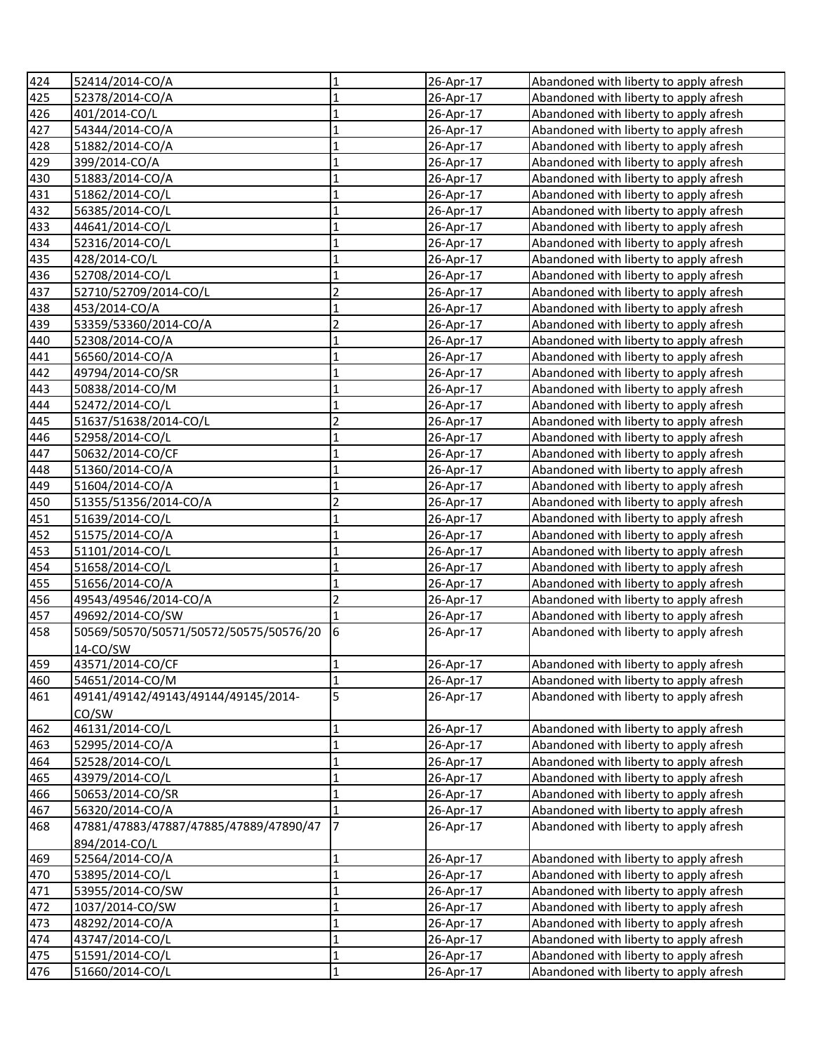| 424 | 52414/2014-CO/A | 1 | 26-Apr-17 | Abandoned with liberty to apply afresh |
|---|---|---|---|---|
| 425 | 52378/2014-CO/A | 1 | 26-Apr-17 | Abandoned with liberty to apply afresh |
| 426 | 401/2014-CO/L | 1 | 26-Apr-17 | Abandoned with liberty to apply afresh |
| 427 | 54344/2014-CO/A | 1 | 26-Apr-17 | Abandoned with liberty to apply afresh |
| 428 | 51882/2014-CO/A | 1 | 26-Apr-17 | Abandoned with liberty to apply afresh |
| 429 | 399/2014-CO/A | 1 | 26-Apr-17 | Abandoned with liberty to apply afresh |
| 430 | 51883/2014-CO/A | 1 | 26-Apr-17 | Abandoned with liberty to apply afresh |
| 431 | 51862/2014-CO/L | 1 | 26-Apr-17 | Abandoned with liberty to apply afresh |
| 432 | 56385/2014-CO/L | 1 | 26-Apr-17 | Abandoned with liberty to apply afresh |
| 433 | 44641/2014-CO/L | 1 | 26-Apr-17 | Abandoned with liberty to apply afresh |
| 434 | 52316/2014-CO/L | 1 | 26-Apr-17 | Abandoned with liberty to apply afresh |
| 435 | 428/2014-CO/L | 1 | 26-Apr-17 | Abandoned with liberty to apply afresh |
| 436 | 52708/2014-CO/L | 1 | 26-Apr-17 | Abandoned with liberty to apply afresh |
| 437 | 52710/52709/2014-CO/L | 2 | 26-Apr-17 | Abandoned with liberty to apply afresh |
| 438 | 453/2014-CO/A | 1 | 26-Apr-17 | Abandoned with liberty to apply afresh |
| 439 | 53359/53360/2014-CO/A | 2 | 26-Apr-17 | Abandoned with liberty to apply afresh |
| 440 | 52308/2014-CO/A | 1 | 26-Apr-17 | Abandoned with liberty to apply afresh |
| 441 | 56560/2014-CO/A | 1 | 26-Apr-17 | Abandoned with liberty to apply afresh |
| 442 | 49794/2014-CO/SR | 1 | 26-Apr-17 | Abandoned with liberty to apply afresh |
| 443 | 50838/2014-CO/M | 1 | 26-Apr-17 | Abandoned with liberty to apply afresh |
| 444 | 52472/2014-CO/L | 1 | 26-Apr-17 | Abandoned with liberty to apply afresh |
| 445 | 51637/51638/2014-CO/L | 2 | 26-Apr-17 | Abandoned with liberty to apply afresh |
| 446 | 52958/2014-CO/L | 1 | 26-Apr-17 | Abandoned with liberty to apply afresh |
| 447 | 50632/2014-CO/CF | 1 | 26-Apr-17 | Abandoned with liberty to apply afresh |
| 448 | 51360/2014-CO/A | 1 | 26-Apr-17 | Abandoned with liberty to apply afresh |
| 449 | 51604/2014-CO/A | 1 | 26-Apr-17 | Abandoned with liberty to apply afresh |
| 450 | 51355/51356/2014-CO/A | 2 | 26-Apr-17 | Abandoned with liberty to apply afresh |
| 451 | 51639/2014-CO/L | 1 | 26-Apr-17 | Abandoned with liberty to apply afresh |
| 452 | 51575/2014-CO/A | 1 | 26-Apr-17 | Abandoned with liberty to apply afresh |
| 453 | 51101/2014-CO/L | 1 | 26-Apr-17 | Abandoned with liberty to apply afresh |
| 454 | 51658/2014-CO/L | 1 | 26-Apr-17 | Abandoned with liberty to apply afresh |
| 455 | 51656/2014-CO/A | 1 | 26-Apr-17 | Abandoned with liberty to apply afresh |
| 456 | 49543/49546/2014-CO/A | 2 | 26-Apr-17 | Abandoned with liberty to apply afresh |
| 457 | 49692/2014-CO/SW | 1 | 26-Apr-17 | Abandoned with liberty to apply afresh |
| 458 | 50569/50570/50571/50572/50575/50576/2014-CO/SW | 6 | 26-Apr-17 | Abandoned with liberty to apply afresh |
| 459 | 43571/2014-CO/CF | 1 | 26-Apr-17 | Abandoned with liberty to apply afresh |
| 460 | 54651/2014-CO/M | 1 | 26-Apr-17 | Abandoned with liberty to apply afresh |
| 461 | 49141/49142/49143/49144/49145/2014-CO/SW | 5 | 26-Apr-17 | Abandoned with liberty to apply afresh |
| 462 | 46131/2014-CO/L | 1 | 26-Apr-17 | Abandoned with liberty to apply afresh |
| 463 | 52995/2014-CO/A | 1 | 26-Apr-17 | Abandoned with liberty to apply afresh |
| 464 | 52528/2014-CO/L | 1 | 26-Apr-17 | Abandoned with liberty to apply afresh |
| 465 | 43979/2014-CO/L | 1 | 26-Apr-17 | Abandoned with liberty to apply afresh |
| 466 | 50653/2014-CO/SR | 1 | 26-Apr-17 | Abandoned with liberty to apply afresh |
| 467 | 56320/2014-CO/A | 1 | 26-Apr-17 | Abandoned with liberty to apply afresh |
| 468 | 47881/47883/47887/47885/47889/47890/47894/2014-CO/L | 7 | 26-Apr-17 | Abandoned with liberty to apply afresh |
| 469 | 52564/2014-CO/A | 1 | 26-Apr-17 | Abandoned with liberty to apply afresh |
| 470 | 53895/2014-CO/L | 1 | 26-Apr-17 | Abandoned with liberty to apply afresh |
| 471 | 53955/2014-CO/SW | 1 | 26-Apr-17 | Abandoned with liberty to apply afresh |
| 472 | 1037/2014-CO/SW | 1 | 26-Apr-17 | Abandoned with liberty to apply afresh |
| 473 | 48292/2014-CO/A | 1 | 26-Apr-17 | Abandoned with liberty to apply afresh |
| 474 | 43747/2014-CO/L | 1 | 26-Apr-17 | Abandoned with liberty to apply afresh |
| 475 | 51591/2014-CO/L | 1 | 26-Apr-17 | Abandoned with liberty to apply afresh |
| 476 | 51660/2014-CO/L | 1 | 26-Apr-17 | Abandoned with liberty to apply afresh |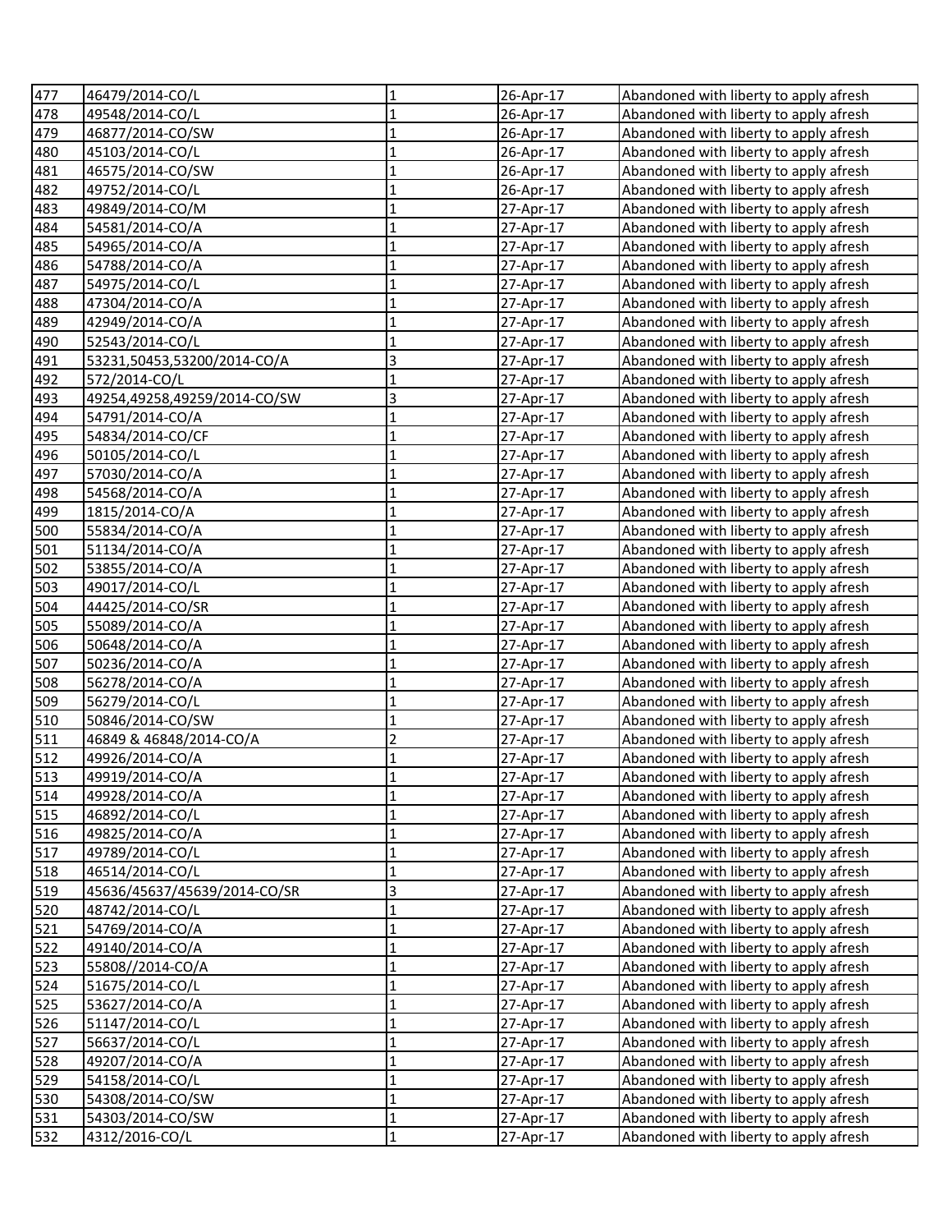| | | | | |
|---|---|---|---|---|
| 477 | 46479/2014-CO/L | 1 | 26-Apr-17 | Abandoned with liberty to apply afresh |
| 478 | 49548/2014-CO/L | 1 | 26-Apr-17 | Abandoned with liberty to apply afresh |
| 479 | 46877/2014-CO/SW | 1 | 26-Apr-17 | Abandoned with liberty to apply afresh |
| 480 | 45103/2014-CO/L | 1 | 26-Apr-17 | Abandoned with liberty to apply afresh |
| 481 | 46575/2014-CO/SW | 1 | 26-Apr-17 | Abandoned with liberty to apply afresh |
| 482 | 49752/2014-CO/L | 1 | 26-Apr-17 | Abandoned with liberty to apply afresh |
| 483 | 49849/2014-CO/M | 1 | 27-Apr-17 | Abandoned with liberty to apply afresh |
| 484 | 54581/2014-CO/A | 1 | 27-Apr-17 | Abandoned with liberty to apply afresh |
| 485 | 54965/2014-CO/A | 1 | 27-Apr-17 | Abandoned with liberty to apply afresh |
| 486 | 54788/2014-CO/A | 1 | 27-Apr-17 | Abandoned with liberty to apply afresh |
| 487 | 54975/2014-CO/L | 1 | 27-Apr-17 | Abandoned with liberty to apply afresh |
| 488 | 47304/2014-CO/A | 1 | 27-Apr-17 | Abandoned with liberty to apply afresh |
| 489 | 42949/2014-CO/A | 1 | 27-Apr-17 | Abandoned with liberty to apply afresh |
| 490 | 52543/2014-CO/L | 1 | 27-Apr-17 | Abandoned with liberty to apply afresh |
| 491 | 53231,50453,53200/2014-CO/A | 3 | 27-Apr-17 | Abandoned with liberty to apply afresh |
| 492 | 572/2014-CO/L | 1 | 27-Apr-17 | Abandoned with liberty to apply afresh |
| 493 | 49254,49258,49259/2014-CO/SW | 3 | 27-Apr-17 | Abandoned with liberty to apply afresh |
| 494 | 54791/2014-CO/A | 1 | 27-Apr-17 | Abandoned with liberty to apply afresh |
| 495 | 54834/2014-CO/CF | 1 | 27-Apr-17 | Abandoned with liberty to apply afresh |
| 496 | 50105/2014-CO/L | 1 | 27-Apr-17 | Abandoned with liberty to apply afresh |
| 497 | 57030/2014-CO/A | 1 | 27-Apr-17 | Abandoned with liberty to apply afresh |
| 498 | 54568/2014-CO/A | 1 | 27-Apr-17 | Abandoned with liberty to apply afresh |
| 499 | 1815/2014-CO/A | 1 | 27-Apr-17 | Abandoned with liberty to apply afresh |
| 500 | 55834/2014-CO/A | 1 | 27-Apr-17 | Abandoned with liberty to apply afresh |
| 501 | 51134/2014-CO/A | 1 | 27-Apr-17 | Abandoned with liberty to apply afresh |
| 502 | 53855/2014-CO/A | 1 | 27-Apr-17 | Abandoned with liberty to apply afresh |
| 503 | 49017/2014-CO/L | 1 | 27-Apr-17 | Abandoned with liberty to apply afresh |
| 504 | 44425/2014-CO/SR | 1 | 27-Apr-17 | Abandoned with liberty to apply afresh |
| 505 | 55089/2014-CO/A | 1 | 27-Apr-17 | Abandoned with liberty to apply afresh |
| 506 | 50648/2014-CO/A | 1 | 27-Apr-17 | Abandoned with liberty to apply afresh |
| 507 | 50236/2014-CO/A | 1 | 27-Apr-17 | Abandoned with liberty to apply afresh |
| 508 | 56278/2014-CO/A | 1 | 27-Apr-17 | Abandoned with liberty to apply afresh |
| 509 | 56279/2014-CO/L | 1 | 27-Apr-17 | Abandoned with liberty to apply afresh |
| 510 | 50846/2014-CO/SW | 1 | 27-Apr-17 | Abandoned with liberty to apply afresh |
| 511 | 46849 & 46848/2014-CO/A | 2 | 27-Apr-17 | Abandoned with liberty to apply afresh |
| 512 | 49926/2014-CO/A | 1 | 27-Apr-17 | Abandoned with liberty to apply afresh |
| 513 | 49919/2014-CO/A | 1 | 27-Apr-17 | Abandoned with liberty to apply afresh |
| 514 | 49928/2014-CO/A | 1 | 27-Apr-17 | Abandoned with liberty to apply afresh |
| 515 | 46892/2014-CO/L | 1 | 27-Apr-17 | Abandoned with liberty to apply afresh |
| 516 | 49825/2014-CO/A | 1 | 27-Apr-17 | Abandoned with liberty to apply afresh |
| 517 | 49789/2014-CO/L | 1 | 27-Apr-17 | Abandoned with liberty to apply afresh |
| 518 | 46514/2014-CO/L | 1 | 27-Apr-17 | Abandoned with liberty to apply afresh |
| 519 | 45636/45637/45639/2014-CO/SR | 3 | 27-Apr-17 | Abandoned with liberty to apply afresh |
| 520 | 48742/2014-CO/L | 1 | 27-Apr-17 | Abandoned with liberty to apply afresh |
| 521 | 54769/2014-CO/A | 1 | 27-Apr-17 | Abandoned with liberty to apply afresh |
| 522 | 49140/2014-CO/A | 1 | 27-Apr-17 | Abandoned with liberty to apply afresh |
| 523 | 55808//2014-CO/A | 1 | 27-Apr-17 | Abandoned with liberty to apply afresh |
| 524 | 51675/2014-CO/L | 1 | 27-Apr-17 | Abandoned with liberty to apply afresh |
| 525 | 53627/2014-CO/A | 1 | 27-Apr-17 | Abandoned with liberty to apply afresh |
| 526 | 51147/2014-CO/L | 1 | 27-Apr-17 | Abandoned with liberty to apply afresh |
| 527 | 56637/2014-CO/L | 1 | 27-Apr-17 | Abandoned with liberty to apply afresh |
| 528 | 49207/2014-CO/A | 1 | 27-Apr-17 | Abandoned with liberty to apply afresh |
| 529 | 54158/2014-CO/L | 1 | 27-Apr-17 | Abandoned with liberty to apply afresh |
| 530 | 54308/2014-CO/SW | 1 | 27-Apr-17 | Abandoned with liberty to apply afresh |
| 531 | 54303/2014-CO/SW | 1 | 27-Apr-17 | Abandoned with liberty to apply afresh |
| 532 | 4312/2016-CO/L | 1 | 27-Apr-17 | Abandoned with liberty to apply afresh |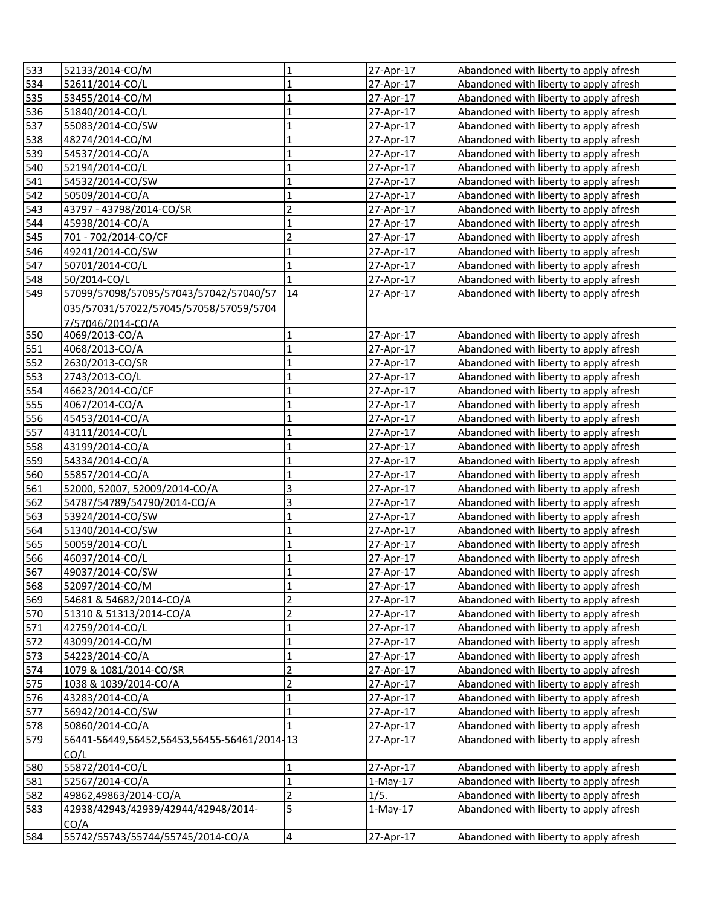| | | | | |
|---|---|---|---|---|
| 533 | 52133/2014-CO/M | 1 | 27-Apr-17 | Abandoned with liberty to apply afresh |
| 534 | 52611/2014-CO/L | 1 | 27-Apr-17 | Abandoned with liberty to apply afresh |
| 535 | 53455/2014-CO/M | 1 | 27-Apr-17 | Abandoned with liberty to apply afresh |
| 536 | 51840/2014-CO/L | 1 | 27-Apr-17 | Abandoned with liberty to apply afresh |
| 537 | 55083/2014-CO/SW | 1 | 27-Apr-17 | Abandoned with liberty to apply afresh |
| 538 | 48274/2014-CO/M | 1 | 27-Apr-17 | Abandoned with liberty to apply afresh |
| 539 | 54537/2014-CO/A | 1 | 27-Apr-17 | Abandoned with liberty to apply afresh |
| 540 | 52194/2014-CO/L | 1 | 27-Apr-17 | Abandoned with liberty to apply afresh |
| 541 | 54532/2014-CO/SW | 1 | 27-Apr-17 | Abandoned with liberty to apply afresh |
| 542 | 50509/2014-CO/A | 1 | 27-Apr-17 | Abandoned with liberty to apply afresh |
| 543 | 43797 - 43798/2014-CO/SR | 2 | 27-Apr-17 | Abandoned with liberty to apply afresh |
| 544 | 45938/2014-CO/A | 1 | 27-Apr-17 | Abandoned with liberty to apply afresh |
| 545 | 701 - 702/2014-CO/CF | 2 | 27-Apr-17 | Abandoned with liberty to apply afresh |
| 546 | 49241/2014-CO/SW | 1 | 27-Apr-17 | Abandoned with liberty to apply afresh |
| 547 | 50701/2014-CO/L | 1 | 27-Apr-17 | Abandoned with liberty to apply afresh |
| 548 | 50/2014-CO/L | 1 | 27-Apr-17 | Abandoned with liberty to apply afresh |
| 549 | 57099/57098/57095/57043/57042/57040/57035/57031/57022/57045/57058/57059/57047/57046/2014-CO/A | 14 | 27-Apr-17 | Abandoned with liberty to apply afresh |
| 550 | 4069/2013-CO/A | 1 | 27-Apr-17 | Abandoned with liberty to apply afresh |
| 551 | 4068/2013-CO/A | 1 | 27-Apr-17 | Abandoned with liberty to apply afresh |
| 552 | 2630/2013-CO/SR | 1 | 27-Apr-17 | Abandoned with liberty to apply afresh |
| 553 | 2743/2013-CO/L | 1 | 27-Apr-17 | Abandoned with liberty to apply afresh |
| 554 | 46623/2014-CO/CF | 1 | 27-Apr-17 | Abandoned with liberty to apply afresh |
| 555 | 4067/2014-CO/A | 1 | 27-Apr-17 | Abandoned with liberty to apply afresh |
| 556 | 45453/2014-CO/A | 1 | 27-Apr-17 | Abandoned with liberty to apply afresh |
| 557 | 43111/2014-CO/L | 1 | 27-Apr-17 | Abandoned with liberty to apply afresh |
| 558 | 43199/2014-CO/A | 1 | 27-Apr-17 | Abandoned with liberty to apply afresh |
| 559 | 54334/2014-CO/A | 1 | 27-Apr-17 | Abandoned with liberty to apply afresh |
| 560 | 55857/2014-CO/A | 1 | 27-Apr-17 | Abandoned with liberty to apply afresh |
| 561 | 52000, 52007, 52009/2014-CO/A | 3 | 27-Apr-17 | Abandoned with liberty to apply afresh |
| 562 | 54787/54789/54790/2014-CO/A | 3 | 27-Apr-17 | Abandoned with liberty to apply afresh |
| 563 | 53924/2014-CO/SW | 1 | 27-Apr-17 | Abandoned with liberty to apply afresh |
| 564 | 51340/2014-CO/SW | 1 | 27-Apr-17 | Abandoned with liberty to apply afresh |
| 565 | 50059/2014-CO/L | 1 | 27-Apr-17 | Abandoned with liberty to apply afresh |
| 566 | 46037/2014-CO/L | 1 | 27-Apr-17 | Abandoned with liberty to apply afresh |
| 567 | 49037/2014-CO/SW | 1 | 27-Apr-17 | Abandoned with liberty to apply afresh |
| 568 | 52097/2014-CO/M | 1 | 27-Apr-17 | Abandoned with liberty to apply afresh |
| 569 | 54681 & 54682/2014-CO/A | 2 | 27-Apr-17 | Abandoned with liberty to apply afresh |
| 570 | 51310 & 51313/2014-CO/A | 2 | 27-Apr-17 | Abandoned with liberty to apply afresh |
| 571 | 42759/2014-CO/L | 1 | 27-Apr-17 | Abandoned with liberty to apply afresh |
| 572 | 43099/2014-CO/M | 1 | 27-Apr-17 | Abandoned with liberty to apply afresh |
| 573 | 54223/2014-CO/A | 1 | 27-Apr-17 | Abandoned with liberty to apply afresh |
| 574 | 1079 & 1081/2014-CO/SR | 2 | 27-Apr-17 | Abandoned with liberty to apply afresh |
| 575 | 1038 & 1039/2014-CO/A | 2 | 27-Apr-17 | Abandoned with liberty to apply afresh |
| 576 | 43283/2014-CO/A | 1 | 27-Apr-17 | Abandoned with liberty to apply afresh |
| 577 | 56942/2014-CO/SW | 1 | 27-Apr-17 | Abandoned with liberty to apply afresh |
| 578 | 50860/2014-CO/A | 1 | 27-Apr-17 | Abandoned with liberty to apply afresh |
| 579 | 56441-56449,56452,56453,56455-56461/2014-CO/L | 13 | 27-Apr-17 | Abandoned with liberty to apply afresh |
| 580 | 55872/2014-CO/L | 1 | 27-Apr-17 | Abandoned with liberty to apply afresh |
| 581 | 52567/2014-CO/A | 1 | 1-May-17 | Abandoned with liberty to apply afresh |
| 582 | 49862,49863/2014-CO/A | 2 | 1/5. | Abandoned with liberty to apply afresh |
| 583 | 42938/42943/42939/42944/42948/2014-CO/A | 5 | 1-May-17 | Abandoned with liberty to apply afresh |
| 584 | 55742/55743/55744/55745/2014-CO/A | 4 | 27-Apr-17 | Abandoned with liberty to apply afresh |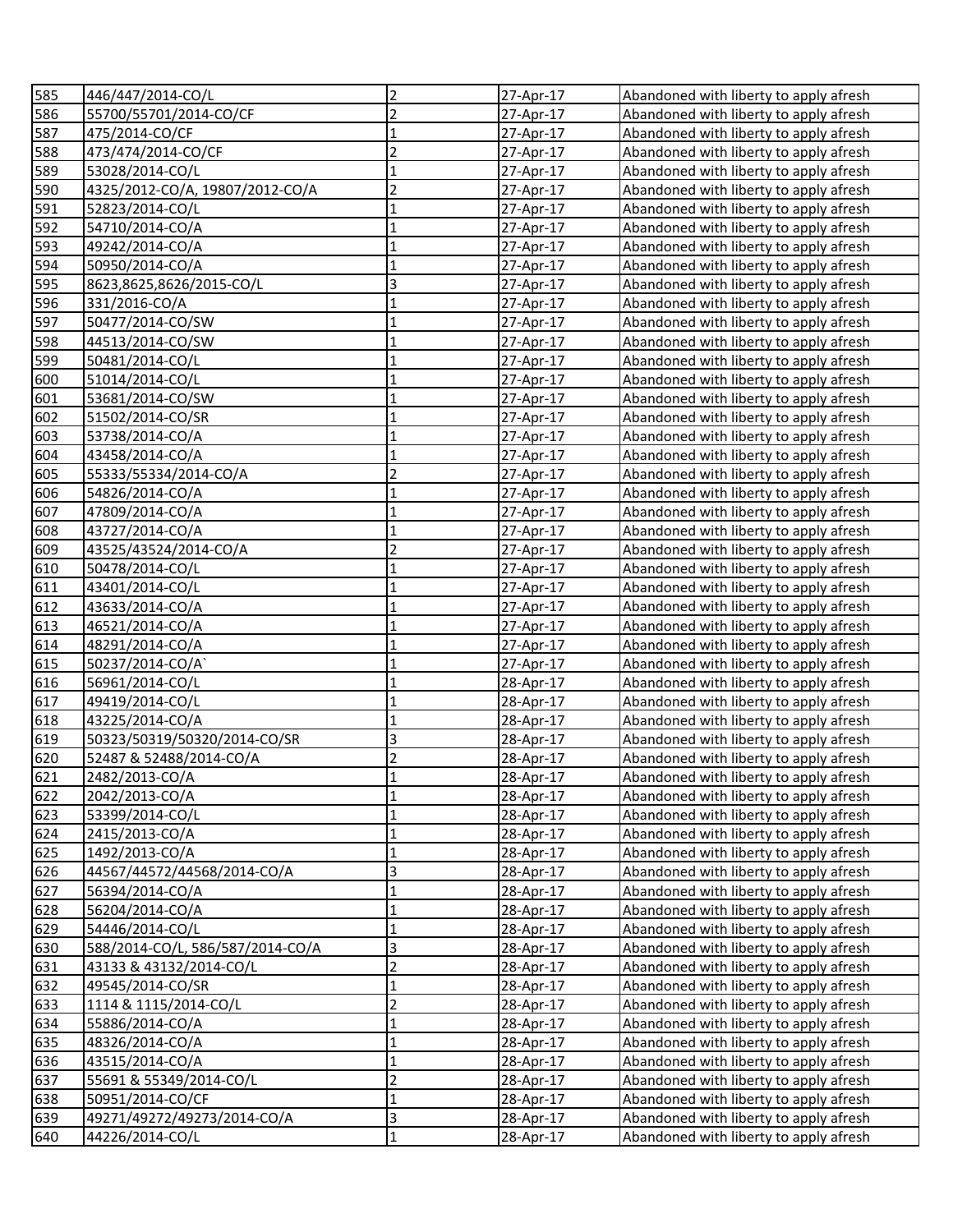| 585 | 446/447/2014-CO/L | 2 | 27-Apr-17 | Abandoned with liberty to apply afresh |
|---|---|---|---|---|
| 586 | 55700/55701/2014-CO/CF | 2 | 27-Apr-17 | Abandoned with liberty to apply afresh |
| 587 | 475/2014-CO/CF | 1 | 27-Apr-17 | Abandoned with liberty to apply afresh |
| 588 | 473/474/2014-CO/CF | 2 | 27-Apr-17 | Abandoned with liberty to apply afresh |
| 589 | 53028/2014-CO/L | 1 | 27-Apr-17 | Abandoned with liberty to apply afresh |
| 590 | 4325/2012-CO/A, 19807/2012-CO/A | 2 | 27-Apr-17 | Abandoned with liberty to apply afresh |
| 591 | 52823/2014-CO/L | 1 | 27-Apr-17 | Abandoned with liberty to apply afresh |
| 592 | 54710/2014-CO/A | 1 | 27-Apr-17 | Abandoned with liberty to apply afresh |
| 593 | 49242/2014-CO/A | 1 | 27-Apr-17 | Abandoned with liberty to apply afresh |
| 594 | 50950/2014-CO/A | 1 | 27-Apr-17 | Abandoned with liberty to apply afresh |
| 595 | 8623,8625,8626/2015-CO/L | 3 | 27-Apr-17 | Abandoned with liberty to apply afresh |
| 596 | 331/2016-CO/A | 1 | 27-Apr-17 | Abandoned with liberty to apply afresh |
| 597 | 50477/2014-CO/SW | 1 | 27-Apr-17 | Abandoned with liberty to apply afresh |
| 598 | 44513/2014-CO/SW | 1 | 27-Apr-17 | Abandoned with liberty to apply afresh |
| 599 | 50481/2014-CO/L | 1 | 27-Apr-17 | Abandoned with liberty to apply afresh |
| 600 | 51014/2014-CO/L | 1 | 27-Apr-17 | Abandoned with liberty to apply afresh |
| 601 | 53681/2014-CO/SW | 1 | 27-Apr-17 | Abandoned with liberty to apply afresh |
| 602 | 51502/2014-CO/SR | 1 | 27-Apr-17 | Abandoned with liberty to apply afresh |
| 603 | 53738/2014-CO/A | 1 | 27-Apr-17 | Abandoned with liberty to apply afresh |
| 604 | 43458/2014-CO/A | 1 | 27-Apr-17 | Abandoned with liberty to apply afresh |
| 605 | 55333/55334/2014-CO/A | 2 | 27-Apr-17 | Abandoned with liberty to apply afresh |
| 606 | 54826/2014-CO/A | 1 | 27-Apr-17 | Abandoned with liberty to apply afresh |
| 607 | 47809/2014-CO/A | 1 | 27-Apr-17 | Abandoned with liberty to apply afresh |
| 608 | 43727/2014-CO/A | 1 | 27-Apr-17 | Abandoned with liberty to apply afresh |
| 609 | 43525/43524/2014-CO/A | 2 | 27-Apr-17 | Abandoned with liberty to apply afresh |
| 610 | 50478/2014-CO/L | 1 | 27-Apr-17 | Abandoned with liberty to apply afresh |
| 611 | 43401/2014-CO/L | 1 | 27-Apr-17 | Abandoned with liberty to apply afresh |
| 612 | 43633/2014-CO/A | 1 | 27-Apr-17 | Abandoned with liberty to apply afresh |
| 613 | 46521/2014-CO/A | 1 | 27-Apr-17 | Abandoned with liberty to apply afresh |
| 614 | 48291/2014-CO/A | 1 | 27-Apr-17 | Abandoned with liberty to apply afresh |
| 615 | 50237/2014-CO/A` | 1 | 27-Apr-17 | Abandoned with liberty to apply afresh |
| 616 | 56961/2014-CO/L | 1 | 28-Apr-17 | Abandoned with liberty to apply afresh |
| 617 | 49419/2014-CO/L | 1 | 28-Apr-17 | Abandoned with liberty to apply afresh |
| 618 | 43225/2014-CO/A | 1 | 28-Apr-17 | Abandoned with liberty to apply afresh |
| 619 | 50323/50319/50320/2014-CO/SR | 3 | 28-Apr-17 | Abandoned with liberty to apply afresh |
| 620 | 52487 & 52488/2014-CO/A | 2 | 28-Apr-17 | Abandoned with liberty to apply afresh |
| 621 | 2482/2013-CO/A | 1 | 28-Apr-17 | Abandoned with liberty to apply afresh |
| 622 | 2042/2013-CO/A | 1 | 28-Apr-17 | Abandoned with liberty to apply afresh |
| 623 | 53399/2014-CO/L | 1 | 28-Apr-17 | Abandoned with liberty to apply afresh |
| 624 | 2415/2013-CO/A | 1 | 28-Apr-17 | Abandoned with liberty to apply afresh |
| 625 | 1492/2013-CO/A | 1 | 28-Apr-17 | Abandoned with liberty to apply afresh |
| 626 | 44567/44572/44568/2014-CO/A | 3 | 28-Apr-17 | Abandoned with liberty to apply afresh |
| 627 | 56394/2014-CO/A | 1 | 28-Apr-17 | Abandoned with liberty to apply afresh |
| 628 | 56204/2014-CO/A | 1 | 28-Apr-17 | Abandoned with liberty to apply afresh |
| 629 | 54446/2014-CO/L | 1 | 28-Apr-17 | Abandoned with liberty to apply afresh |
| 630 | 588/2014-CO/L, 586/587/2014-CO/A | 3 | 28-Apr-17 | Abandoned with liberty to apply afresh |
| 631 | 43133 & 43132/2014-CO/L | 2 | 28-Apr-17 | Abandoned with liberty to apply afresh |
| 632 | 49545/2014-CO/SR | 1 | 28-Apr-17 | Abandoned with liberty to apply afresh |
| 633 | 1114 & 1115/2014-CO/L | 2 | 28-Apr-17 | Abandoned with liberty to apply afresh |
| 634 | 55886/2014-CO/A | 1 | 28-Apr-17 | Abandoned with liberty to apply afresh |
| 635 | 48326/2014-CO/A | 1 | 28-Apr-17 | Abandoned with liberty to apply afresh |
| 636 | 43515/2014-CO/A | 1 | 28-Apr-17 | Abandoned with liberty to apply afresh |
| 637 | 55691 & 55349/2014-CO/L | 2 | 28-Apr-17 | Abandoned with liberty to apply afresh |
| 638 | 50951/2014-CO/CF | 1 | 28-Apr-17 | Abandoned with liberty to apply afresh |
| 639 | 49271/49272/49273/2014-CO/A | 3 | 28-Apr-17 | Abandoned with liberty to apply afresh |
| 640 | 44226/2014-CO/L | 1 | 28-Apr-17 | Abandoned with liberty to apply afresh |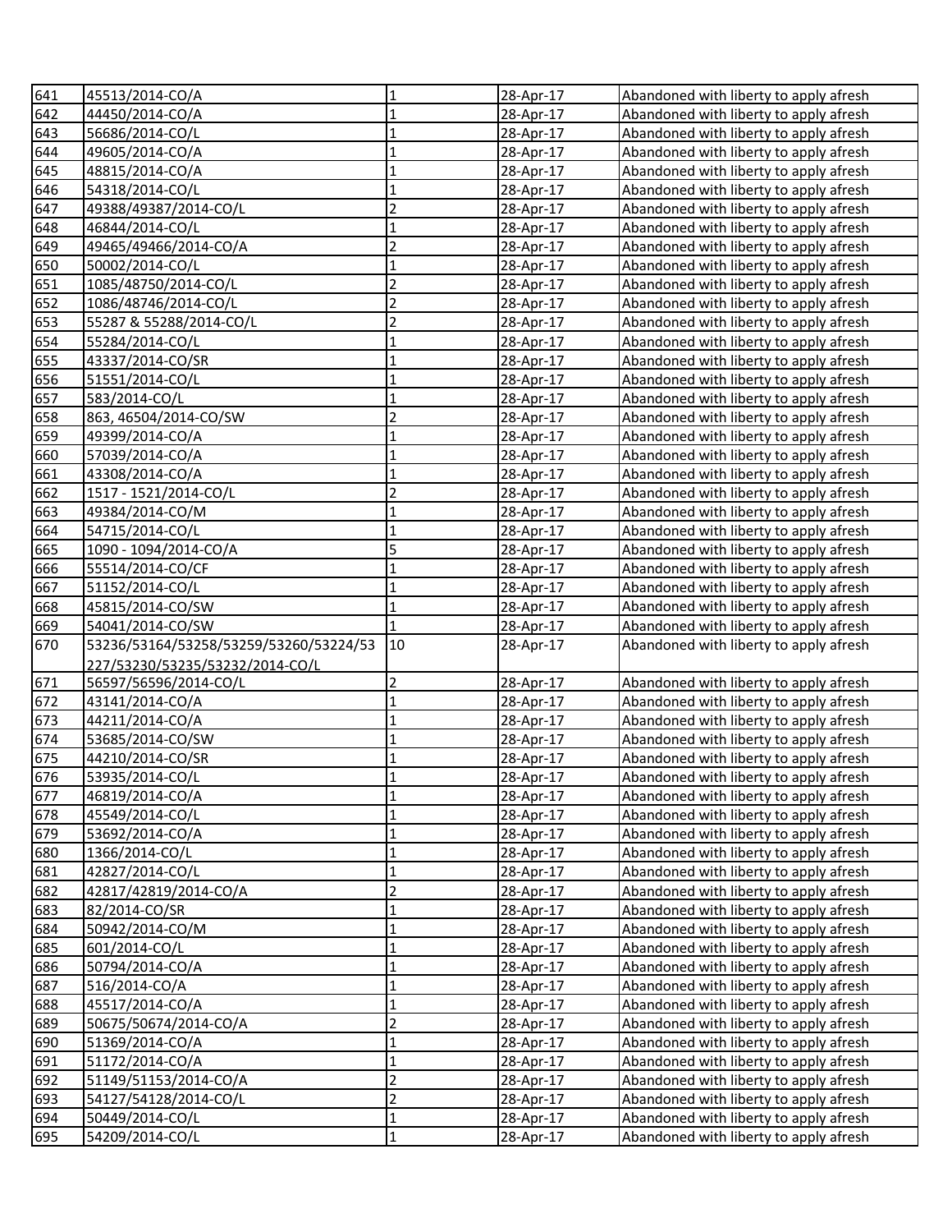| | | | | |
|---|---|---|---|---|
| 641 | 45513/2014-CO/A | 1 | 28-Apr-17 | Abandoned with liberty to apply afresh |
| 642 | 44450/2014-CO/A | 1 | 28-Apr-17 | Abandoned with liberty to apply afresh |
| 643 | 56686/2014-CO/L | 1 | 28-Apr-17 | Abandoned with liberty to apply afresh |
| 644 | 49605/2014-CO/A | 1 | 28-Apr-17 | Abandoned with liberty to apply afresh |
| 645 | 48815/2014-CO/A | 1 | 28-Apr-17 | Abandoned with liberty to apply afresh |
| 646 | 54318/2014-CO/L | 1 | 28-Apr-17 | Abandoned with liberty to apply afresh |
| 647 | 49388/49387/2014-CO/L | 2 | 28-Apr-17 | Abandoned with liberty to apply afresh |
| 648 | 46844/2014-CO/L | 1 | 28-Apr-17 | Abandoned with liberty to apply afresh |
| 649 | 49465/49466/2014-CO/A | 2 | 28-Apr-17 | Abandoned with liberty to apply afresh |
| 650 | 50002/2014-CO/L | 1 | 28-Apr-17 | Abandoned with liberty to apply afresh |
| 651 | 1085/48750/2014-CO/L | 2 | 28-Apr-17 | Abandoned with liberty to apply afresh |
| 652 | 1086/48746/2014-CO/L | 2 | 28-Apr-17 | Abandoned with liberty to apply afresh |
| 653 | 55287 & 55288/2014-CO/L | 2 | 28-Apr-17 | Abandoned with liberty to apply afresh |
| 654 | 55284/2014-CO/L | 1 | 28-Apr-17 | Abandoned with liberty to apply afresh |
| 655 | 43337/2014-CO/SR | 1 | 28-Apr-17 | Abandoned with liberty to apply afresh |
| 656 | 51551/2014-CO/L | 1 | 28-Apr-17 | Abandoned with liberty to apply afresh |
| 657 | 583/2014-CO/L | 1 | 28-Apr-17 | Abandoned with liberty to apply afresh |
| 658 | 863, 46504/2014-CO/SW | 2 | 28-Apr-17 | Abandoned with liberty to apply afresh |
| 659 | 49399/2014-CO/A | 1 | 28-Apr-17 | Abandoned with liberty to apply afresh |
| 660 | 57039/2014-CO/A | 1 | 28-Apr-17 | Abandoned with liberty to apply afresh |
| 661 | 43308/2014-CO/A | 1 | 28-Apr-17 | Abandoned with liberty to apply afresh |
| 662 | 1517 - 1521/2014-CO/L | 2 | 28-Apr-17 | Abandoned with liberty to apply afresh |
| 663 | 49384/2014-CO/M | 1 | 28-Apr-17 | Abandoned with liberty to apply afresh |
| 664 | 54715/2014-CO/L | 1 | 28-Apr-17 | Abandoned with liberty to apply afresh |
| 665 | 1090 - 1094/2014-CO/A | 5 | 28-Apr-17 | Abandoned with liberty to apply afresh |
| 666 | 55514/2014-CO/CF | 1 | 28-Apr-17 | Abandoned with liberty to apply afresh |
| 667 | 51152/2014-CO/L | 1 | 28-Apr-17 | Abandoned with liberty to apply afresh |
| 668 | 45815/2014-CO/SW | 1 | 28-Apr-17 | Abandoned with liberty to apply afresh |
| 669 | 54041/2014-CO/SW | 1 | 28-Apr-17 | Abandoned with liberty to apply afresh |
| 670 | 53236/53164/53258/53259/53260/53224/53227/53230/53235/53232/2014-CO/L | 10 | 28-Apr-17 | Abandoned with liberty to apply afresh |
| 671 | 56597/56596/2014-CO/L | 2 | 28-Apr-17 | Abandoned with liberty to apply afresh |
| 672 | 43141/2014-CO/A | 1 | 28-Apr-17 | Abandoned with liberty to apply afresh |
| 673 | 44211/2014-CO/A | 1 | 28-Apr-17 | Abandoned with liberty to apply afresh |
| 674 | 53685/2014-CO/SW | 1 | 28-Apr-17 | Abandoned with liberty to apply afresh |
| 675 | 44210/2014-CO/SR | 1 | 28-Apr-17 | Abandoned with liberty to apply afresh |
| 676 | 53935/2014-CO/L | 1 | 28-Apr-17 | Abandoned with liberty to apply afresh |
| 677 | 46819/2014-CO/A | 1 | 28-Apr-17 | Abandoned with liberty to apply afresh |
| 678 | 45549/2014-CO/L | 1 | 28-Apr-17 | Abandoned with liberty to apply afresh |
| 679 | 53692/2014-CO/A | 1 | 28-Apr-17 | Abandoned with liberty to apply afresh |
| 680 | 1366/2014-CO/L | 1 | 28-Apr-17 | Abandoned with liberty to apply afresh |
| 681 | 42827/2014-CO/L | 1 | 28-Apr-17 | Abandoned with liberty to apply afresh |
| 682 | 42817/42819/2014-CO/A | 2 | 28-Apr-17 | Abandoned with liberty to apply afresh |
| 683 | 82/2014-CO/SR | 1 | 28-Apr-17 | Abandoned with liberty to apply afresh |
| 684 | 50942/2014-CO/M | 1 | 28-Apr-17 | Abandoned with liberty to apply afresh |
| 685 | 601/2014-CO/L | 1 | 28-Apr-17 | Abandoned with liberty to apply afresh |
| 686 | 50794/2014-CO/A | 1 | 28-Apr-17 | Abandoned with liberty to apply afresh |
| 687 | 516/2014-CO/A | 1 | 28-Apr-17 | Abandoned with liberty to apply afresh |
| 688 | 45517/2014-CO/A | 1 | 28-Apr-17 | Abandoned with liberty to apply afresh |
| 689 | 50675/50674/2014-CO/A | 2 | 28-Apr-17 | Abandoned with liberty to apply afresh |
| 690 | 51369/2014-CO/A | 1 | 28-Apr-17 | Abandoned with liberty to apply afresh |
| 691 | 51172/2014-CO/A | 1 | 28-Apr-17 | Abandoned with liberty to apply afresh |
| 692 | 51149/51153/2014-CO/A | 2 | 28-Apr-17 | Abandoned with liberty to apply afresh |
| 693 | 54127/54128/2014-CO/L | 2 | 28-Apr-17 | Abandoned with liberty to apply afresh |
| 694 | 50449/2014-CO/L | 1 | 28-Apr-17 | Abandoned with liberty to apply afresh |
| 695 | 54209/2014-CO/L | 1 | 28-Apr-17 | Abandoned with liberty to apply afresh |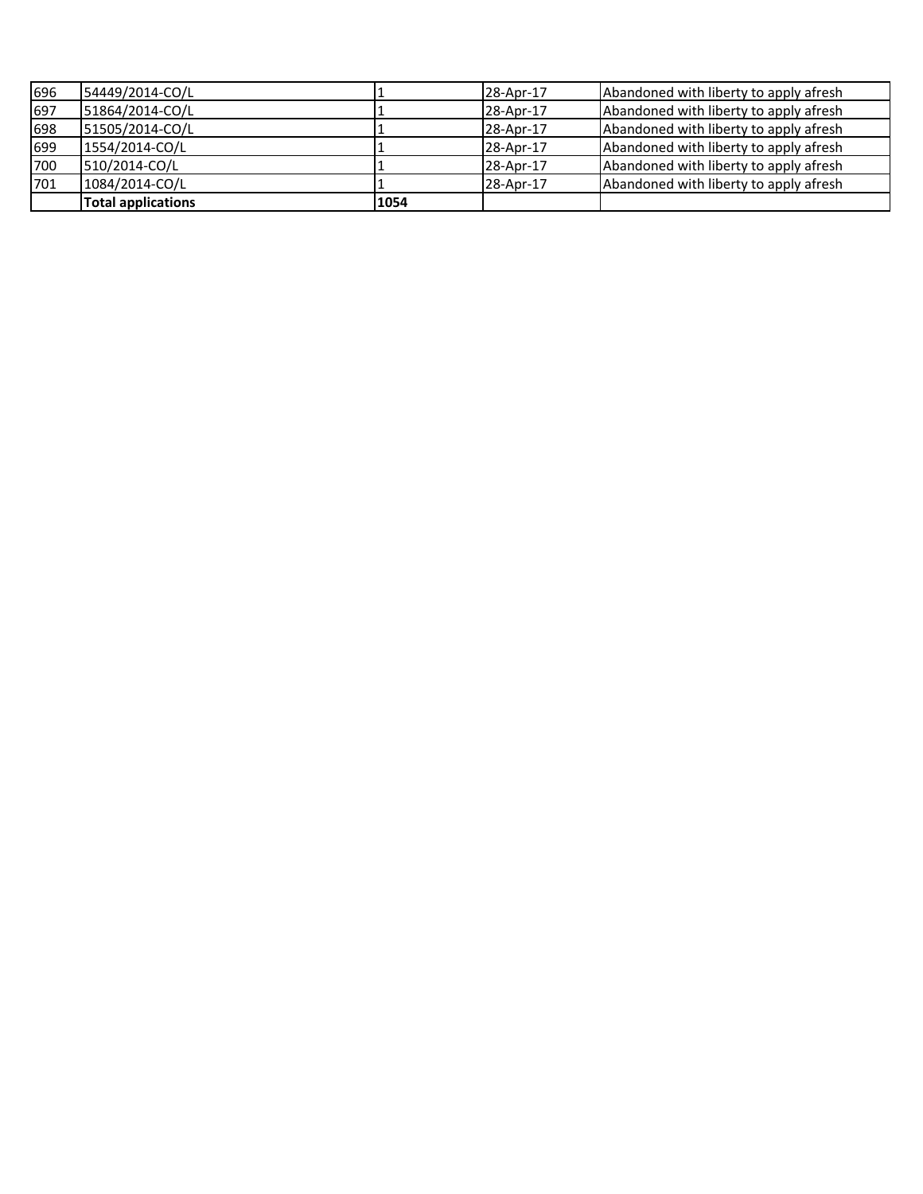| | | | | |
|---|---|---|---|---|
| 696 | 54449/2014-CO/L | 1 | 28-Apr-17 | Abandoned with liberty to apply afresh |
| 697 | 51864/2014-CO/L | 1 | 28-Apr-17 | Abandoned with liberty to apply afresh |
| 698 | 51505/2014-CO/L | 1 | 28-Apr-17 | Abandoned with liberty to apply afresh |
| 699 | 1554/2014-CO/L | 1 | 28-Apr-17 | Abandoned with liberty to apply afresh |
| 700 | 510/2014-CO/L | 1 | 28-Apr-17 | Abandoned with liberty to apply afresh |
| 701 | 1084/2014-CO/L | 1 | 28-Apr-17 | Abandoned with liberty to apply afresh |
| | **Total applications** | **1054** | | |